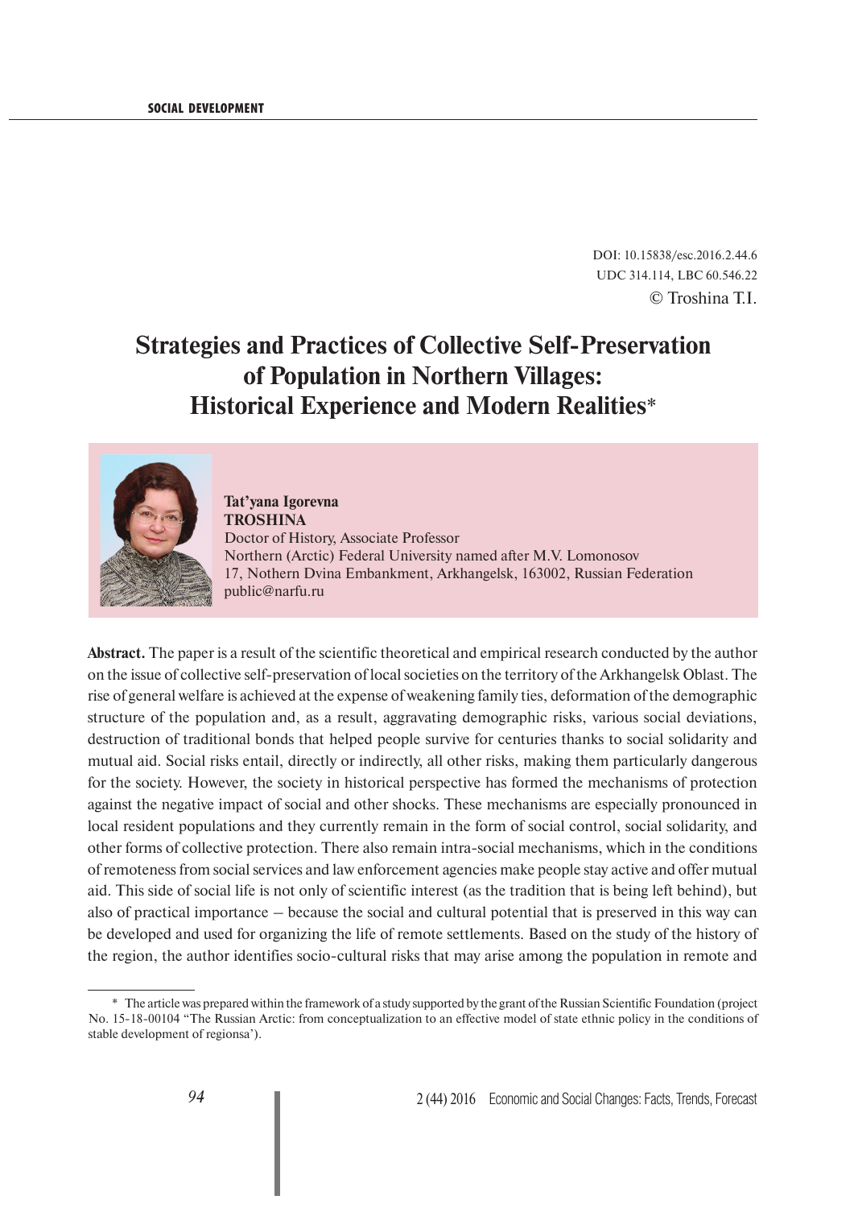DOI: 10.15838/esc.2016.2.44.6
UDC 314.114, LBC 60.546.22
© Troshina T.I.

# Strategies and Practices of Collective Self-Preservation of Population in Northern Villages: Historical Experience and Modern Realities*

**Tat'yana Igorevna TROSHINA**
Doctor of History, Associate Professor
Northern (Arctic) Federal University named after M.V. Lomonosov
17, Nothern Dvina Embankment, Arkhangelsk, 163002, Russian Federation
public@narfu.ru

**Abstract.** The paper is a result of the scientific theoretical and empirical research conducted by the author on the issue of collective self-preservation of local societies on the territory of the Arkhangelsk Oblast. The rise of general welfare is achieved at the expense of weakening family ties, deformation of the demographic structure of the population and, as a result, aggravating demographic risks, various social deviations, destruction of traditional bonds that helped people survive for centuries thanks to social solidarity and mutual aid. Social risks entail, directly or indirectly, all other risks, making them particularly dangerous for the society. However, the society in historical perspective has formed the mechanisms of protection against the negative impact of social and other shocks. These mechanisms are especially pronounced in local resident populations and they currently remain in the form of social control, social solidarity, and other forms of collective protection. There also remain intra-social mechanisms, which in the conditions of remoteness from social services and law enforcement agencies make people stay active and offer mutual aid. This side of social life is not only of scientific interest (as the tradition that is being left behind), but also of practical importance – because the social and cultural potential that is preserved in this way can be developed and used for organizing the life of remote settlements. Based on the study of the history of the region, the author identifies socio-cultural risks that may arise among the population in remote and

---

* The article was prepared within the framework of a study supported by the grant of the Russian Scientific Foundation (project No. 15-18-00104 "The Russian Arctic: from conceptualization to an effective model of state ethnic policy in the conditions of stable development of regionsa').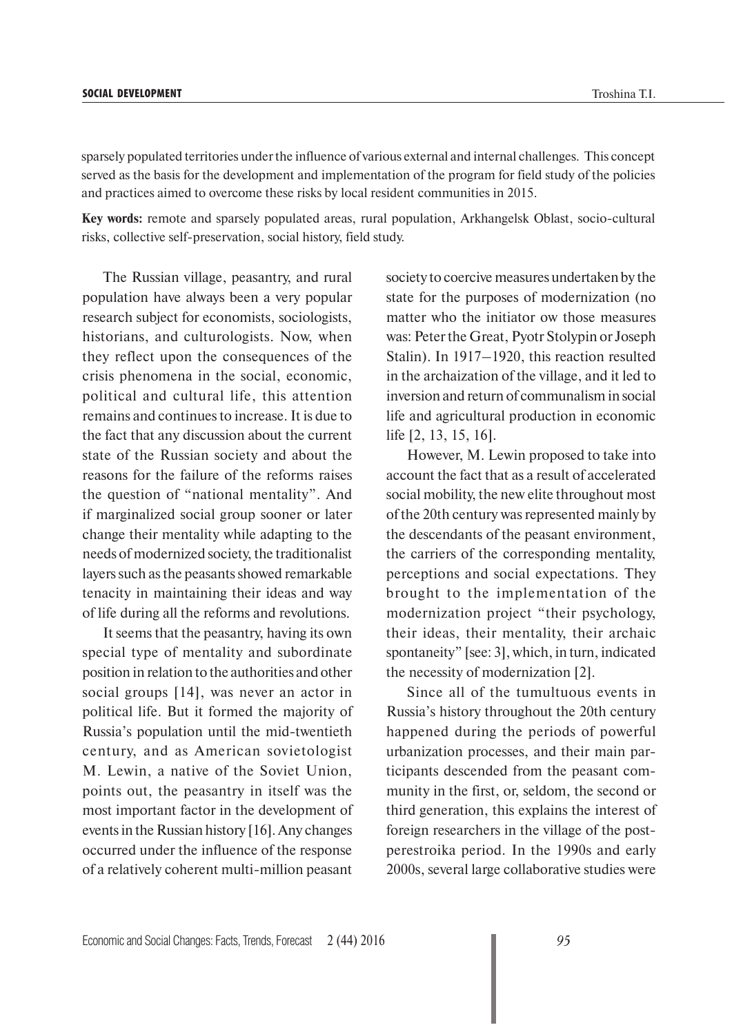sparsely populated territories under the influence of various external and internal challenges. This concept served as the basis for the development and implementation of the program for field study of the policies and practices aimed to overcome these risks by local resident communities in 2015.

**Key words:** remote and sparsely populated areas, rural population, Arkhangelsk Oblast, socio-cultural risks, collective self-preservation, social history, field study.

The Russian village, peasantry, and rural population have always been a very popular research subject for economists, sociologists, historians, and culturologists. Now, when they reflect upon the consequences of the crisis phenomena in the social, economic, political and cultural life, this attention remains and continues to increase. It is due to the fact that any discussion about the current state of the Russian society and about the reasons for the failure of the reforms raises the question of "national mentality". And if marginalized social group sooner or later change their mentality while adapting to the needs of modernized society, the traditionalist layers such as the peasants showed remarkable tenacity in maintaining their ideas and way of life during all the reforms and revolutions.

It seems that the peasantry, having its own special type of mentality and subordinate position in relation to the authorities and other social groups [14], was never an actor in political life. But it formed the majority of Russia's population until the mid-twentieth century, and as American sovietologist M. Lewin, a native of the Soviet Union, points out, the peasantry in itself was the most important factor in the development of events in the Russian history [16]. Any changes occurred under the influence of the response of a relatively coherent multi-million peasant society to coercive measures undertaken by the state for the purposes of modernization (no matter who the initiator ow those measures was: Peter the Great, Pyotr Stolypin or Joseph Stalin). In 1917–1920, this reaction resulted in the archaization of the village, and it led to inversion and return of communalism in social life and agricultural production in economic life [2, 13, 15, 16].

However, M. Lewin proposed to take into account the fact that as a result of accelerated social mobility, the new elite throughout most of the 20th century was represented mainly by the descendants of the peasant environment, the carriers of the corresponding mentality, perceptions and social expectations. They brought to the implementation of the modernization project "their psychology, their ideas, their mentality, their archaic spontaneity" [see: 3], which, in turn, indicated the necessity of modernization [2].

Since all of the tumultuous events in Russia's history throughout the 20th century happened during the periods of powerful urbanization processes, and their main participants descended from the peasant community in the first, or, seldom, the second or third generation, this explains the interest of foreign researchers in the village of the post-perestroika period. In the 1990s and early 2000s, several large collaborative studies were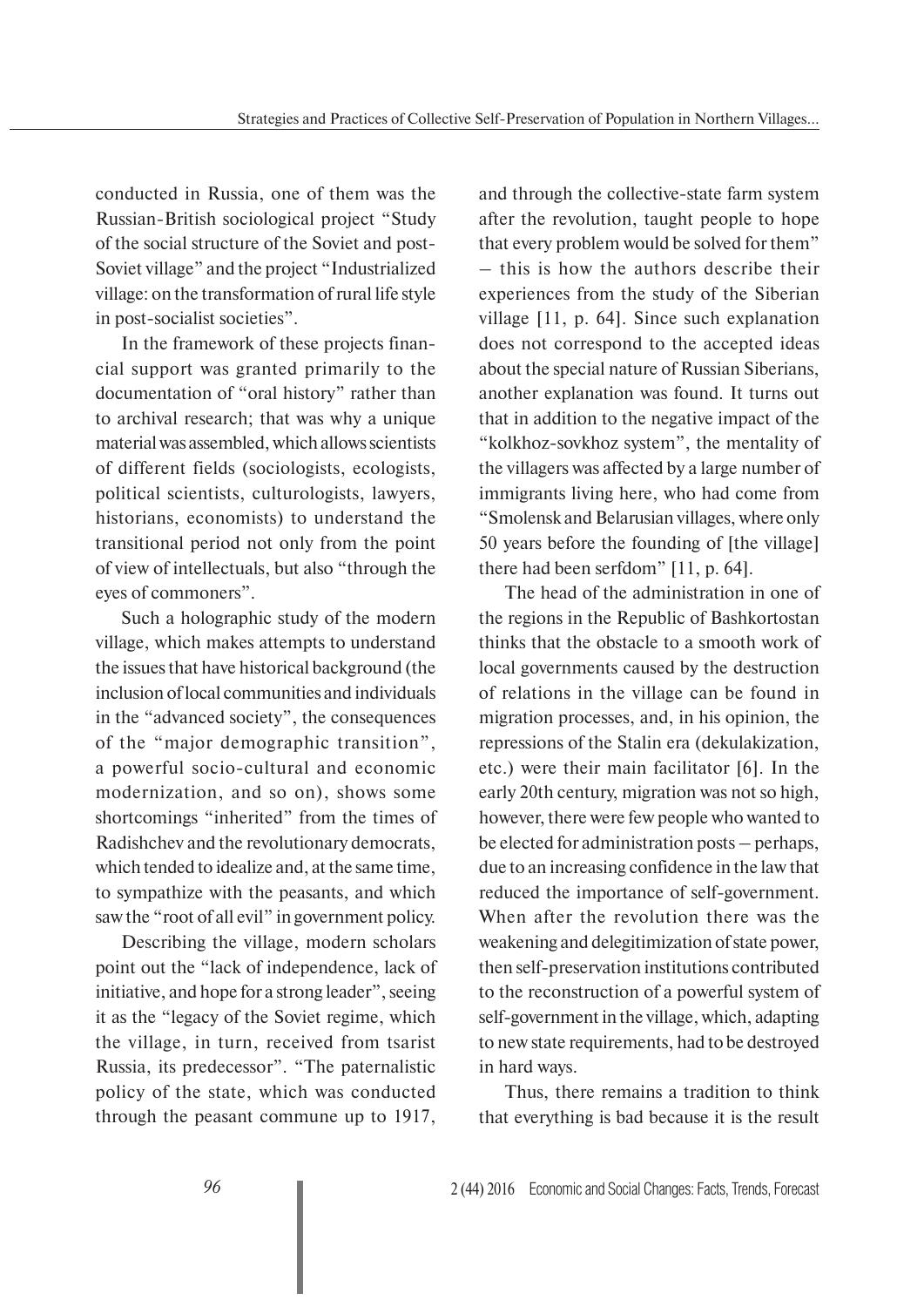conducted in Russia, one of them was the Russian-British sociological project "Study of the social structure of the Soviet and post-Soviet village" and the project "Industrialized village: on the transformation of rural life style in post-socialist societies".

In the framework of these projects financial support was granted primarily to the documentation of "oral history" rather than to archival research; that was why a unique material was assembled, which allows scientists of different fields (sociologists, ecologists, political scientists, culturologists, lawyers, historians, economists) to understand the transitional period not only from the point of view of intellectuals, but also "through the eyes of commoners".

Such a holographic study of the modern village, which makes attempts to understand the issues that have historical background (the inclusion of local communities and individuals in the "advanced society", the consequences of the "major demographic transition", a powerful socio-cultural and economic modernization, and so on), shows some shortcomings "inherited" from the times of Radishchev and the revolutionary democrats, which tended to idealize and, at the same time, to sympathize with the peasants, and which saw the "root of all evil" in government policy.

Describing the village, modern scholars point out the "lack of independence, lack of initiative, and hope for a strong leader", seeing it as the "legacy of the Soviet regime, which the village, in turn, received from tsarist Russia, its predecessor". "The paternalistic policy of the state, which was conducted through the peasant commune up to 1917, and through the collective-state farm system after the revolution, taught people to hope that every problem would be solved for them" – this is how the authors describe their experiences from the study of the Siberian village [11, p. 64]. Since such explanation does not correspond to the accepted ideas about the special nature of Russian Siberians, another explanation was found. It turns out that in addition to the negative impact of the "kolkhoz-sovkhoz system", the mentality of the villagers was affected by a large number of immigrants living here, who had come from "Smolensk and Belarusian villages, where only 50 years before the founding of [the village] there had been serfdom" [11, p. 64].

The head of the administration in one of the regions in the Republic of Bashkortostan thinks that the obstacle to a smooth work of local governments caused by the destruction of relations in the village can be found in migration processes, and, in his opinion, the repressions of the Stalin era (dekulakization, etc.) were their main facilitator [6]. In the early 20th century, migration was not so high, however, there were few people who wanted to be elected for administration posts – perhaps, due to an increasing confidence in the law that reduced the importance of self-government. When after the revolution there was the weakening and delegitimization of state power, then self-preservation institutions contributed to the reconstruction of a powerful system of self-government in the village, which, adapting to new state requirements, had to be destroyed in hard ways.

Thus, there remains a tradition to think that everything is bad because it is the result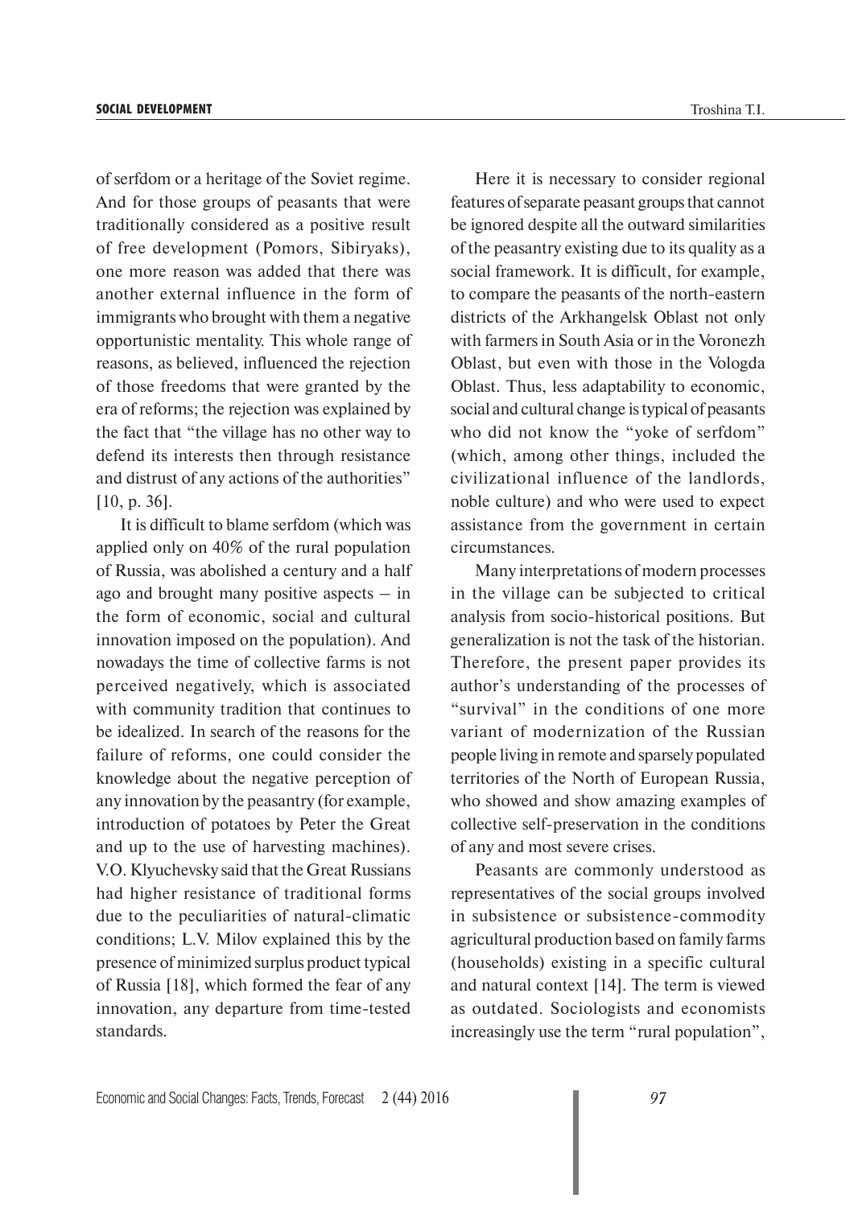of serfdom or a heritage of the Soviet regime. And for those groups of peasants that were traditionally considered as a positive result of free development (Pomors, Sibiryaks), one more reason was added that there was another external influence in the form of immigrants who brought with them a negative opportunistic mentality. This whole range of reasons, as believed, influenced the rejection of those freedoms that were granted by the era of reforms; the rejection was explained by the fact that "the village has no other way to defend its interests then through resistance and distrust of any actions of the authorities" [10, p. 36].

It is difficult to blame serfdom (which was applied only on 40% of the rural population of Russia, was abolished a century and a half ago and brought many positive aspects – in the form of economic, social and cultural innovation imposed on the population). And nowadays the time of collective farms is not perceived negatively, which is associated with community tradition that continues to be idealized. In search of the reasons for the failure of reforms, one could consider the knowledge about the negative perception of any innovation by the peasantry (for example, introduction of potatoes by Peter the Great and up to the use of harvesting machines). V.O. Klyuchevsky said that the Great Russians had higher resistance of traditional forms due to the peculiarities of natural-climatic conditions; L.V. Milov explained this by the presence of minimized surplus product typical of Russia [18], which formed the fear of any innovation, any departure from time-tested standards.

Here it is necessary to consider regional features of separate peasant groups that cannot be ignored despite all the outward similarities of the peasantry existing due to its quality as a social framework. It is difficult, for example, to compare the peasants of the north-eastern districts of the Arkhangelsk Oblast not only with farmers in South Asia or in the Voronezh Oblast, but even with those in the Vologda Oblast. Thus, less adaptability to economic, social and cultural change is typical of peasants who did not know the "yoke of serfdom" (which, among other things, included the civilizational influence of the landlords, noble culture) and who were used to expect assistance from the government in certain circumstances.

Many interpretations of modern processes in the village can be subjected to critical analysis from socio-historical positions. But generalization is not the task of the historian. Therefore, the present paper provides its author's understanding of the processes of "survival" in the conditions of one more variant of modernization of the Russian people living in remote and sparsely populated territories of the North of European Russia, who showed and show amazing examples of collective self-preservation in the conditions of any and most severe crises.

Peasants are commonly understood as representatives of the social groups involved in subsistence or subsistence-commodity agricultural production based on family farms (households) existing in a specific cultural and natural context [14]. The term is viewed as outdated. Sociologists and economists increasingly use the term "rural population",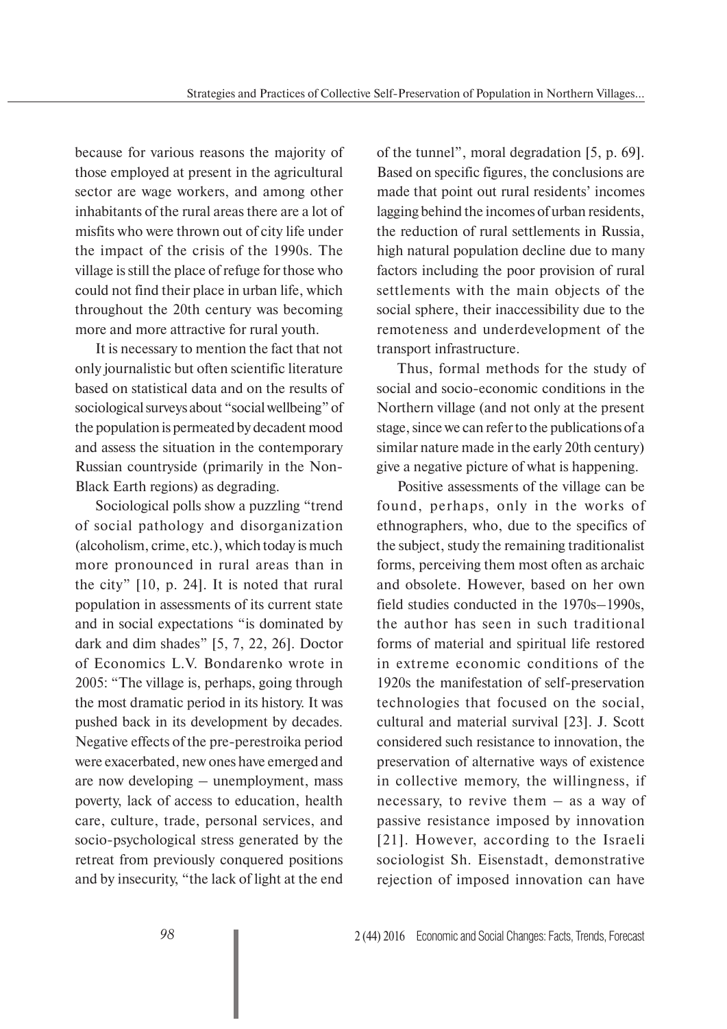because for various reasons the majority of those employed at present in the agricultural sector are wage workers, and among other inhabitants of the rural areas there are a lot of misfits who were thrown out of city life under the impact of the crisis of the 1990s. The village is still the place of refuge for those who could not find their place in urban life, which throughout the 20th century was becoming more and more attractive for rural youth.

It is necessary to mention the fact that not only journalistic but often scientific literature based on statistical data and on the results of sociological surveys about "social wellbeing" of the population is permeated by decadent mood and assess the situation in the contemporary Russian countryside (primarily in the Non-Black Earth regions) as degrading.

Sociological polls show a puzzling "trend of social pathology and disorganization (alcoholism, crime, etc.), which today is much more pronounced in rural areas than in the city" [10, p. 24]. It is noted that rural population in assessments of its current state and in social expectations "is dominated by dark and dim shades" [5, 7, 22, 26]. Doctor of Economics L.V. Bondarenko wrote in 2005: "The village is, perhaps, going through the most dramatic period in its history. It was pushed back in its development by decades. Negative effects of the pre-perestroika period were exacerbated, new ones have emerged and are now developing – unemployment, mass poverty, lack of access to education, health care, culture, trade, personal services, and socio-psychological stress generated by the retreat from previously conquered positions and by insecurity, "the lack of light at the end of the tunnel", moral degradation [5, p. 69]. Based on specific figures, the conclusions are made that point out rural residents' incomes lagging behind the incomes of urban residents, the reduction of rural settlements in Russia, high natural population decline due to many factors including the poor provision of rural settlements with the main objects of the social sphere, their inaccessibility due to the remoteness and underdevelopment of the transport infrastructure.

Thus, formal methods for the study of social and socio-economic conditions in the Northern village (and not only at the present stage, since we can refer to the publications of a similar nature made in the early 20th century) give a negative picture of what is happening.

Positive assessments of the village can be found, perhaps, only in the works of ethnographers, who, due to the specifics of the subject, study the remaining traditionalist forms, perceiving them most often as archaic and obsolete. However, based on her own field studies conducted in the 1970s–1990s, the author has seen in such traditional forms of material and spiritual life restored in extreme economic conditions of the 1920s the manifestation of self-preservation technologies that focused on the social, cultural and material survival [23]. J. Scott considered such resistance to innovation, the preservation of alternative ways of existence in collective memory, the willingness, if necessary, to revive them – as a way of passive resistance imposed by innovation [21]. However, according to the Israeli sociologist Sh. Eisenstadt, demonstrative rejection of imposed innovation can have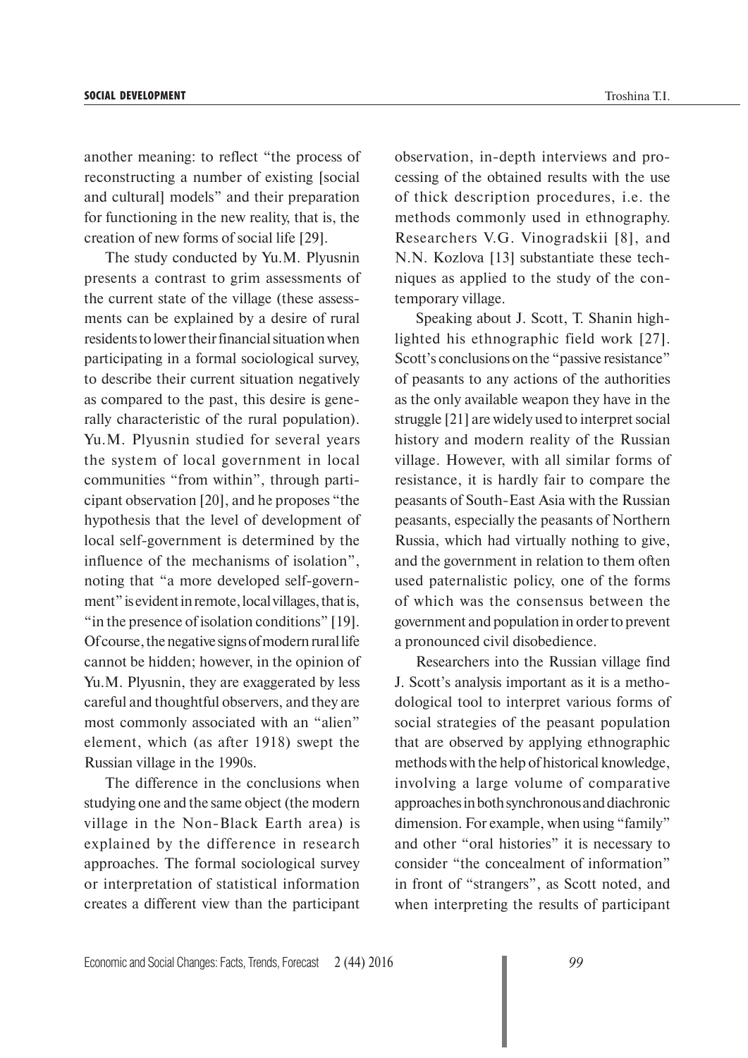another meaning: to reflect "the process of reconstructing a number of existing [social and cultural] models" and their preparation for functioning in the new reality, that is, the creation of new forms of social life [29].

The study conducted by Yu.M. Plyusnin presents a contrast to grim assessments of the current state of the village (these assessments can be explained by a desire of rural residents to lower their financial situation when participating in a formal sociological survey, to describe their current situation negatively as compared to the past, this desire is generally characteristic of the rural population). Yu.M. Plyusnin studied for several years the system of local government in local communities "from within", through participant observation [20], and he proposes "the hypothesis that the level of development of local self-government is determined by the influence of the mechanisms of isolation", noting that "a more developed self-government" is evident in remote, local villages, that is, "in the presence of isolation conditions" [19]. Of course, the negative signs of modern rural life cannot be hidden; however, in the opinion of Yu.M. Plyusnin, they are exaggerated by less careful and thoughtful observers, and they are most commonly associated with an "alien" element, which (as after 1918) swept the Russian village in the 1990s.

The difference in the conclusions when studying one and the same object (the modern village in the Non-Black Earth area) is explained by the difference in research approaches. The formal sociological survey or interpretation of statistical information creates a different view than the participant observation, in-depth interviews and processing of the obtained results with the use of thick description procedures, i.e. the methods commonly used in ethnography. Researchers V.G. Vinogradskii [8], and N.N. Kozlova [13] substantiate these techniques as applied to the study of the contemporary village.

Speaking about J. Scott, T. Shanin highlighted his ethnographic field work [27]. Scott's conclusions on the "passive resistance" of peasants to any actions of the authorities as the only available weapon they have in the struggle [21] are widely used to interpret social history and modern reality of the Russian village. However, with all similar forms of resistance, it is hardly fair to compare the peasants of South-East Asia with the Russian peasants, especially the peasants of Northern Russia, which had virtually nothing to give, and the government in relation to them often used paternalistic policy, one of the forms of which was the consensus between the government and population in order to prevent a pronounced civil disobedience.

Researchers into the Russian village find J. Scott's analysis important as it is a methodological tool to interpret various forms of social strategies of the peasant population that are observed by applying ethnographic methods with the help of historical knowledge, involving a large volume of comparative approaches in both synchronous and diachronic dimension. For example, when using "family" and other "oral histories" it is necessary to consider "the concealment of information" in front of "strangers", as Scott noted, and when interpreting the results of participant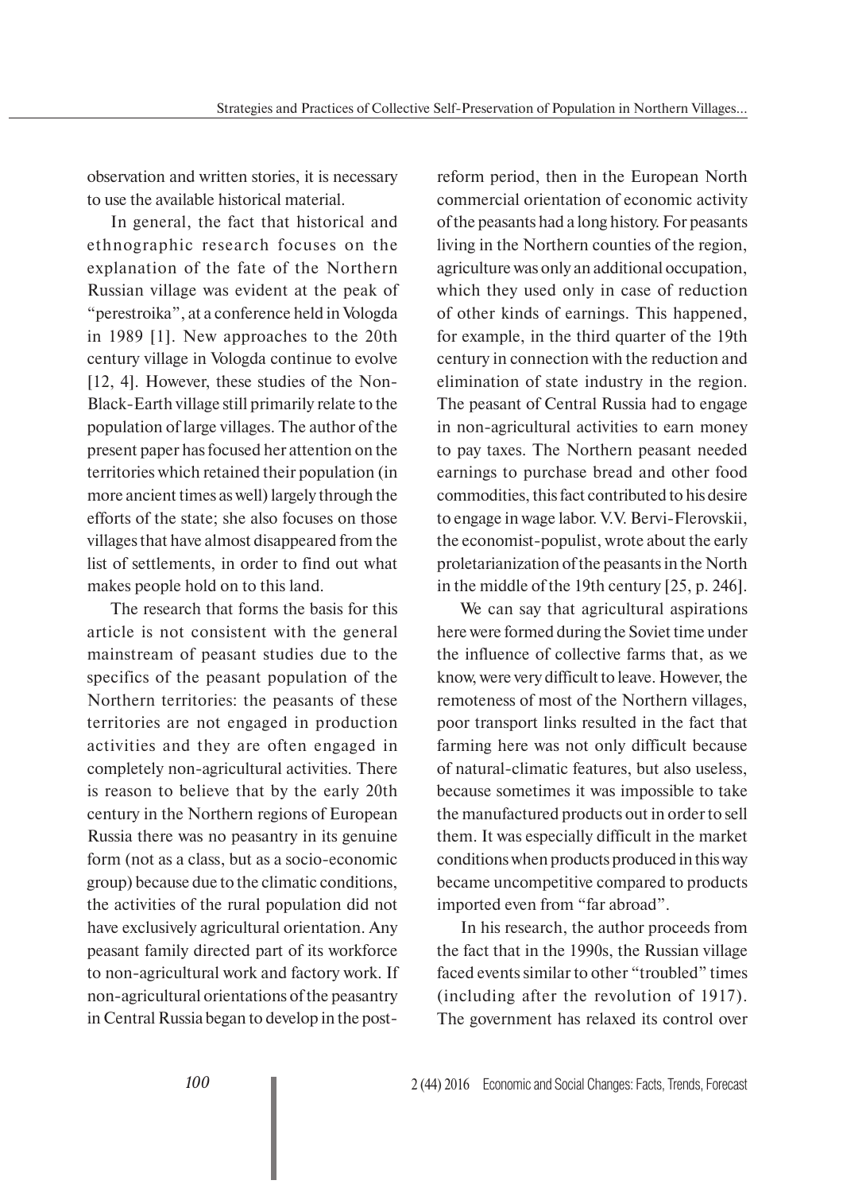observation and written stories, it is necessary to use the available historical material.

In general, the fact that historical and ethnographic research focuses on the explanation of the fate of the Northern Russian village was evident at the peak of "perestroika", at a conference held in Vologda in 1989 [1]. New approaches to the 20th century village in Vologda continue to evolve [12, 4]. However, these studies of the Non-Black-Earth village still primarily relate to the population of large villages. The author of the present paper has focused her attention on the territories which retained their population (in more ancient times as well) largely through the efforts of the state; she also focuses on those villages that have almost disappeared from the list of settlements, in order to find out what makes people hold on to this land.

The research that forms the basis for this article is not consistent with the general mainstream of peasant studies due to the specifics of the peasant population of the Northern territories: the peasants of these territories are not engaged in production activities and they are often engaged in completely non-agricultural activities. There is reason to believe that by the early 20th century in the Northern regions of European Russia there was no peasantry in its genuine form (not as a class, but as a socio-economic group) because due to the climatic conditions, the activities of the rural population did not have exclusively agricultural orientation. Any peasant family directed part of its workforce to non-agricultural work and factory work. If non-agricultural orientations of the peasantry in Central Russia began to develop in the post-reform period, then in the European North commercial orientation of economic activity of the peasants had a long history. For peasants living in the Northern counties of the region, agriculture was only an additional occupation, which they used only in case of reduction of other kinds of earnings. This happened, for example, in the third quarter of the 19th century in connection with the reduction and elimination of state industry in the region. The peasant of Central Russia had to engage in non-agricultural activities to earn money to pay taxes. The Northern peasant needed earnings to purchase bread and other food commodities, this fact contributed to his desire to engage in wage labor. V.V. Bervi-Flerovskii, the economist-populist, wrote about the early proletarianization of the peasants in the North in the middle of the 19th century [25, p. 246].

We can say that agricultural aspirations here were formed during the Soviet time under the influence of collective farms that, as we know, were very difficult to leave. However, the remoteness of most of the Northern villages, poor transport links resulted in the fact that farming here was not only difficult because of natural-climatic features, but also useless, because sometimes it was impossible to take the manufactured products out in order to sell them. It was especially difficult in the market conditions when products produced in this way became uncompetitive compared to products imported even from "far abroad".

In his research, the author proceeds from the fact that in the 1990s, the Russian village faced events similar to other "troubled" times (including after the revolution of 1917). The government has relaxed its control over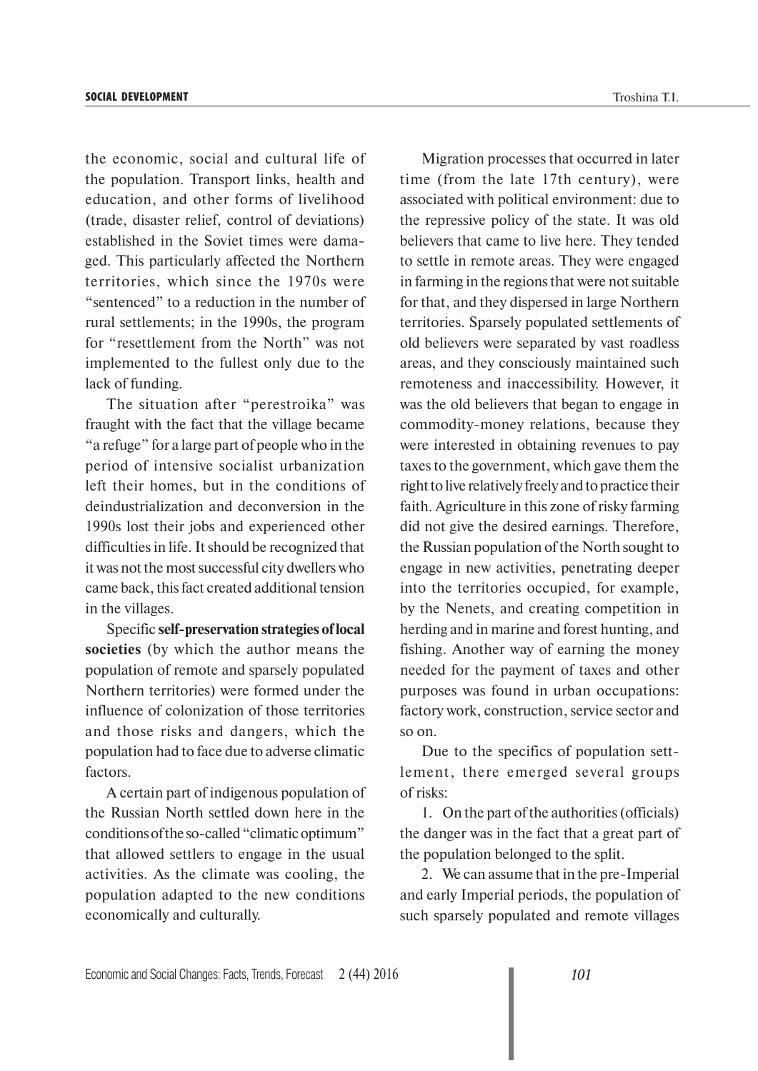the economic, social and cultural life of the population. Transport links, health and education, and other forms of livelihood (trade, disaster relief, control of deviations) established in the Soviet times were damaged. This particularly affected the Northern territories, which since the 1970s were "sentenced" to a reduction in the number of rural settlements; in the 1990s, the program for "resettlement from the North" was not implemented to the fullest only due to the lack of funding.

The situation after "perestroika" was fraught with the fact that the village became "a refuge" for a large part of people who in the period of intensive socialist urbanization left their homes, but in the conditions of deindustrialization and deconversion in the 1990s lost their jobs and experienced other difficulties in life. It should be recognized that it was not the most successful city dwellers who came back, this fact created additional tension in the villages.

Specific **self-preservation strategies of local societies** (by which the author means the population of remote and sparsely populated Northern territories) were formed under the influence of colonization of those territories and those risks and dangers, which the population had to face due to adverse climatic factors.

A certain part of indigenous population of the Russian North settled down here in the conditions of the so-called "climatic optimum" that allowed settlers to engage in the usual activities. As the climate was cooling, the population adapted to the new conditions economically and culturally.

Migration processes that occurred in later time (from the late 17th century), were associated with political environment: due to the repressive policy of the state. It was old believers that came to live here. They tended to settle in remote areas. They were engaged in farming in the regions that were not suitable for that, and they dispersed in large Northern territories. Sparsely populated settlements of old believers were separated by vast roadless areas, and they consciously maintained such remoteness and inaccessibility. However, it was the old believers that began to engage in commodity-money relations, because they were interested in obtaining revenues to pay taxes to the government, which gave them the right to live relatively freely and to practice their faith. Agriculture in this zone of risky farming did not give the desired earnings. Therefore, the Russian population of the North sought to engage in new activities, penetrating deeper into the territories occupied, for example, by the Nenets, and creating competition in herding and in marine and forest hunting, and fishing. Another way of earning the money needed for the payment of taxes and other purposes was found in urban occupations: factory work, construction, service sector and so on.

Due to the specifics of population settlement, there emerged several groups of risks:

1. On the part of the authorities (officials) the danger was in the fact that a great part of the population belonged to the split.

2. We can assume that in the pre-Imperial and early Imperial periods, the population of such sparsely populated and remote villages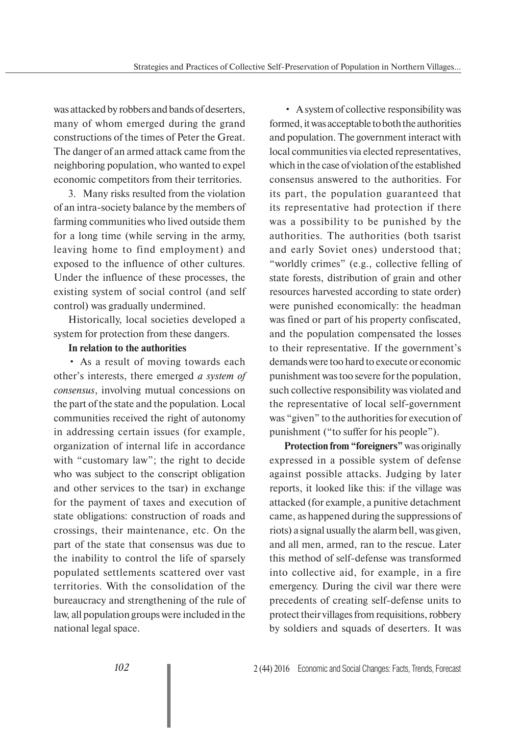was attacked by robbers and bands of deserters, many of whom emerged during the grand constructions of the times of Peter the Great. The danger of an armed attack came from the neighboring population, who wanted to expel economic competitors from their territories.

3. Many risks resulted from the violation of an intra-society balance by the members of farming communities who lived outside them for a long time (while serving in the army, leaving home to find employment) and exposed to the influence of other cultures. Under the influence of these processes, the existing system of social control (and self control) was gradually undermined.

Historically, local societies developed a system for protection from these dangers.

**In relation to the authorities**

• As a result of moving towards each other's interests, there emerged *a system of consensus*, involving mutual concessions on the part of the state and the population. Local communities received the right of autonomy in addressing certain issues (for example, organization of internal life in accordance with "customary law"; the right to decide who was subject to the conscript obligation and other services to the tsar) in exchange for the payment of taxes and execution of state obligations: construction of roads and crossings, their maintenance, etc. On the part of the state that consensus was due to the inability to control the life of sparsely populated settlements scattered over vast territories. With the consolidation of the bureaucracy and strengthening of the rule of law, all population groups were included in the national legal space.

• A system of collective responsibility was formed, it was acceptable to both the authorities and population. The government interact with local communities via elected representatives, which in the case of violation of the established consensus answered to the authorities. For its part, the population guaranteed that its representative had protection if there was a possibility to be punished by the authorities. The authorities (both tsarist and early Soviet ones) understood that; "worldly crimes" (e.g., collective felling of state forests, distribution of grain and other resources harvested according to state order) were punished economically: the headman was fined or part of his property confiscated, and the population compensated the losses to their representative. If the government's demands were too hard to execute or economic punishment was too severe for the population, such collective responsibility was violated and the representative of local self-government was "given" to the authorities for execution of punishment ("to suffer for his people").

**Protection from "foreigners"** was originally expressed in a possible system of defense against possible attacks. Judging by later reports, it looked like this: if the village was attacked (for example, a punitive detachment came, as happened during the suppressions of riots) a signal usually the alarm bell, was given, and all men, armed, ran to the rescue. Later this method of self-defense was transformed into collective aid, for example, in a fire emergency. During the civil war there were precedents of creating self-defense units to protect their villages from requisitions, robbery by soldiers and squads of deserters. It was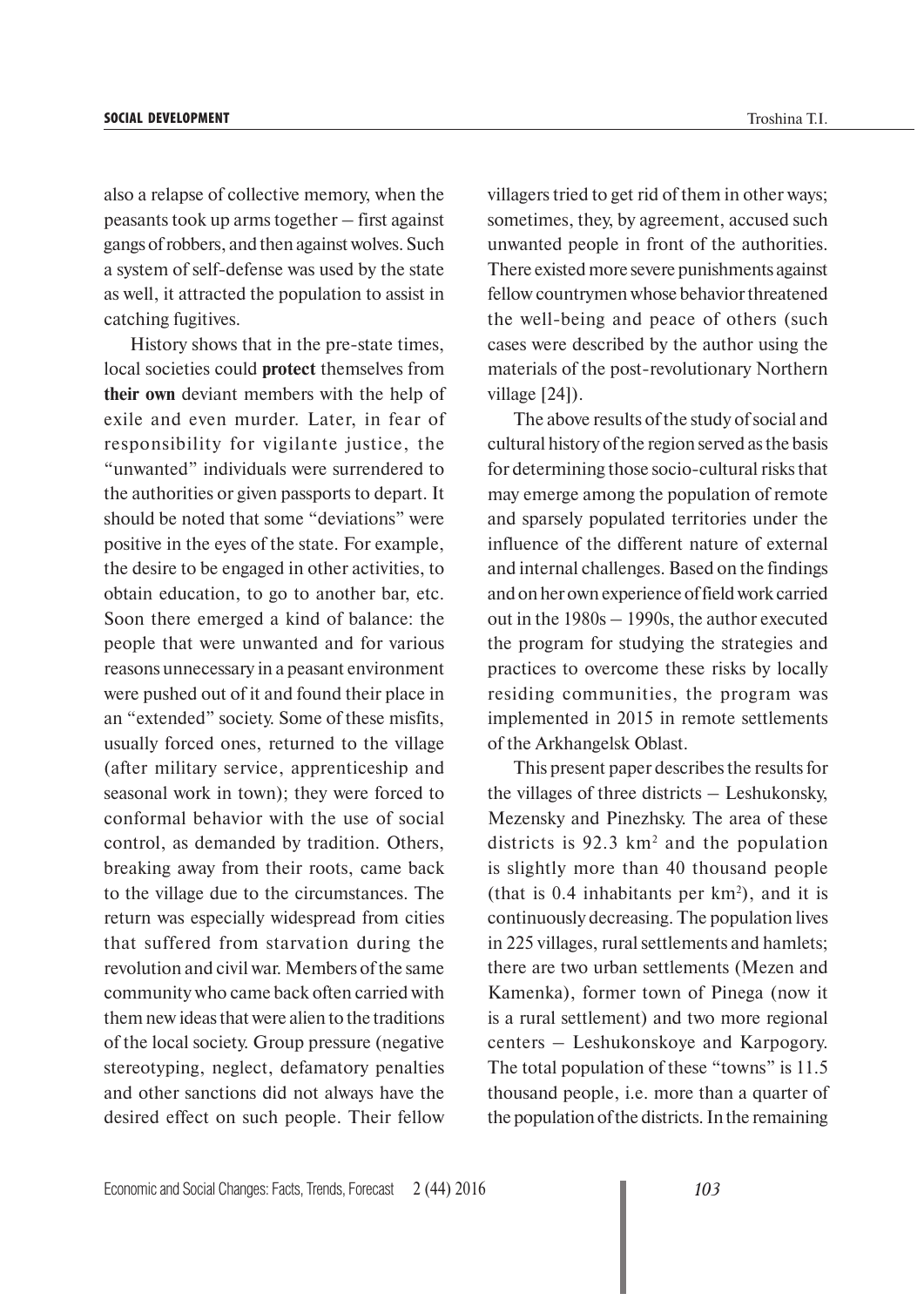also a relapse of collective memory, when the peasants took up arms together – first against gangs of robbers, and then against wolves. Such a system of self-defense was used by the state as well, it attracted the population to assist in catching fugitives.

History shows that in the pre-state times, local societies could **protect** themselves from **their own** deviant members with the help of exile and even murder. Later, in fear of responsibility for vigilante justice, the "unwanted" individuals were surrendered to the authorities or given passports to depart. It should be noted that some "deviations" were positive in the eyes of the state. For example, the desire to be engaged in other activities, to obtain education, to go to another bar, etc. Soon there emerged a kind of balance: the people that were unwanted and for various reasons unnecessary in a peasant environment were pushed out of it and found their place in an "extended" society. Some of these misfits, usually forced ones, returned to the village (after military service, apprenticeship and seasonal work in town); they were forced to conformal behavior with the use of social control, as demanded by tradition. Others, breaking away from their roots, came back to the village due to the circumstances. The return was especially widespread from cities that suffered from starvation during the revolution and civil war. Members of the same community who came back often carried with them new ideas that were alien to the traditions of the local society. Group pressure (negative stereotyping, neglect, defamatory penalties and other sanctions did not always have the desired effect on such people. Their fellow villagers tried to get rid of them in other ways; sometimes, they, by agreement, accused such unwanted people in front of the authorities. There existed more severe punishments against fellow countrymen whose behavior threatened the well-being and peace of others (such cases were described by the author using the materials of the post-revolutionary Northern village [24]).

The above results of the study of social and cultural history of the region served as the basis for determining those socio-cultural risks that may emerge among the population of remote and sparsely populated territories under the influence of the different nature of external and internal challenges. Based on the findings and on her own experience of field work carried out in the 1980s – 1990s, the author executed the program for studying the strategies and practices to overcome these risks by locally residing communities, the program was implemented in 2015 in remote settlements of the Arkhangelsk Oblast.

This present paper describes the results for the villages of three districts – Leshukonsky, Mezensky and Pinezhsky. The area of these districts is 92.3 km$^2$ and the population is slightly more than 40 thousand people (that is 0.4 inhabitants per km$^2$), and it is continuously decreasing. The population lives in 225 villages, rural settlements and hamlets; there are two urban settlements (Mezen and Kamenka), former town of Pinega (now it is a rural settlement) and two more regional centers – Leshukonskoye and Karpogory. The total population of these "towns" is 11.5 thousand people, i.e. more than a quarter of the population of the districts. In the remaining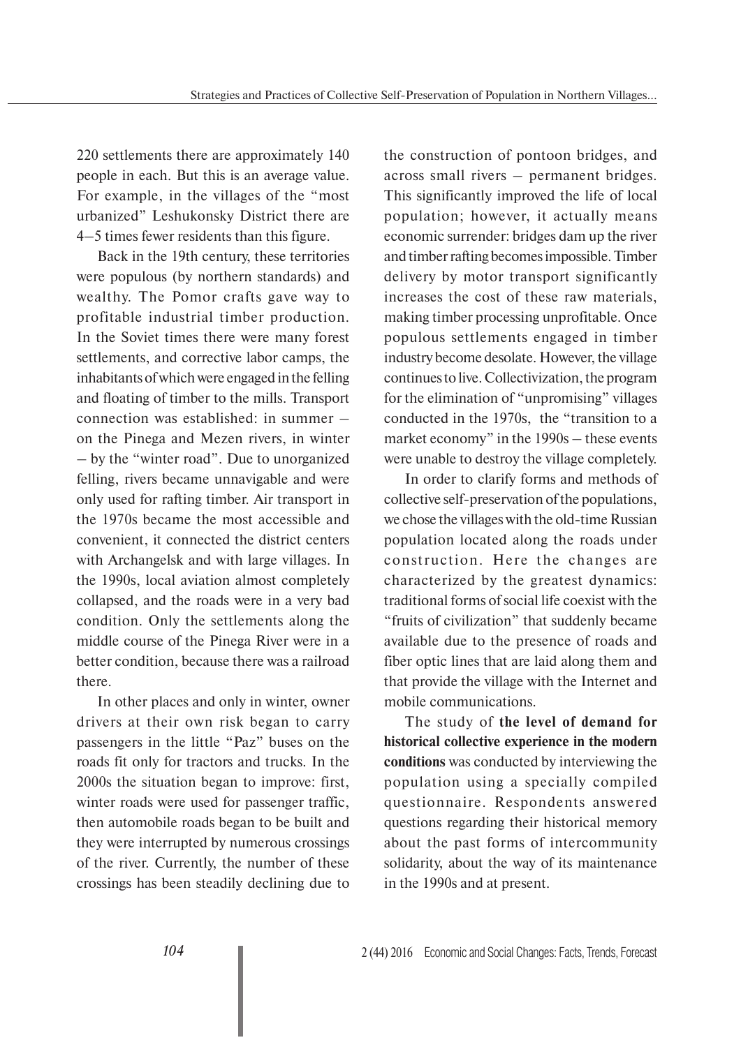220 settlements there are approximately 140 people in each. But this is an average value. For example, in the villages of the "most urbanized" Leshukonsky District there are 4–5 times fewer residents than this figure.

Back in the 19th century, these territories were populous (by northern standards) and wealthy. The Pomor crafts gave way to profitable industrial timber production. In the Soviet times there were many forest settlements, and corrective labor camps, the inhabitants of which were engaged in the felling and floating of timber to the mills. Transport connection was established: in summer – on the Pinega and Mezen rivers, in winter – by the "winter road". Due to unorganized felling, rivers became unnavigable and were only used for rafting timber. Air transport in the 1970s became the most accessible and convenient, it connected the district centers with Archangelsk and with large villages. In the 1990s, local aviation almost completely collapsed, and the roads were in a very bad condition. Only the settlements along the middle course of the Pinega River were in a better condition, because there was a railroad there.

In other places and only in winter, owner drivers at their own risk began to carry passengers in the little "Paz" buses on the roads fit only for tractors and trucks. In the 2000s the situation began to improve: first, winter roads were used for passenger traffic, then automobile roads began to be built and they were interrupted by numerous crossings of the river. Currently, the number of these crossings has been steadily declining due to the construction of pontoon bridges, and across small rivers – permanent bridges. This significantly improved the life of local population; however, it actually means economic surrender: bridges dam up the river and timber rafting becomes impossible. Timber delivery by motor transport significantly increases the cost of these raw materials, making timber processing unprofitable. Once populous settlements engaged in timber industry become desolate. However, the village continues to live. Collectivization, the program for the elimination of "unpromising" villages conducted in the 1970s, the "transition to a market economy" in the 1990s – these events were unable to destroy the village completely.

In order to clarify forms and methods of collective self-preservation of the populations, we chose the villages with the old-time Russian population located along the roads under construction. Here the changes are characterized by the greatest dynamics: traditional forms of social life coexist with the "fruits of civilization" that suddenly became available due to the presence of roads and fiber optic lines that are laid along them and that provide the village with the Internet and mobile communications.

The study of **the level of demand for historical collective experience in the modern conditions** was conducted by interviewing the population using a specially compiled questionnaire. Respondents answered questions regarding their historical memory about the past forms of intercommunity solidarity, about the way of its maintenance in the 1990s and at present.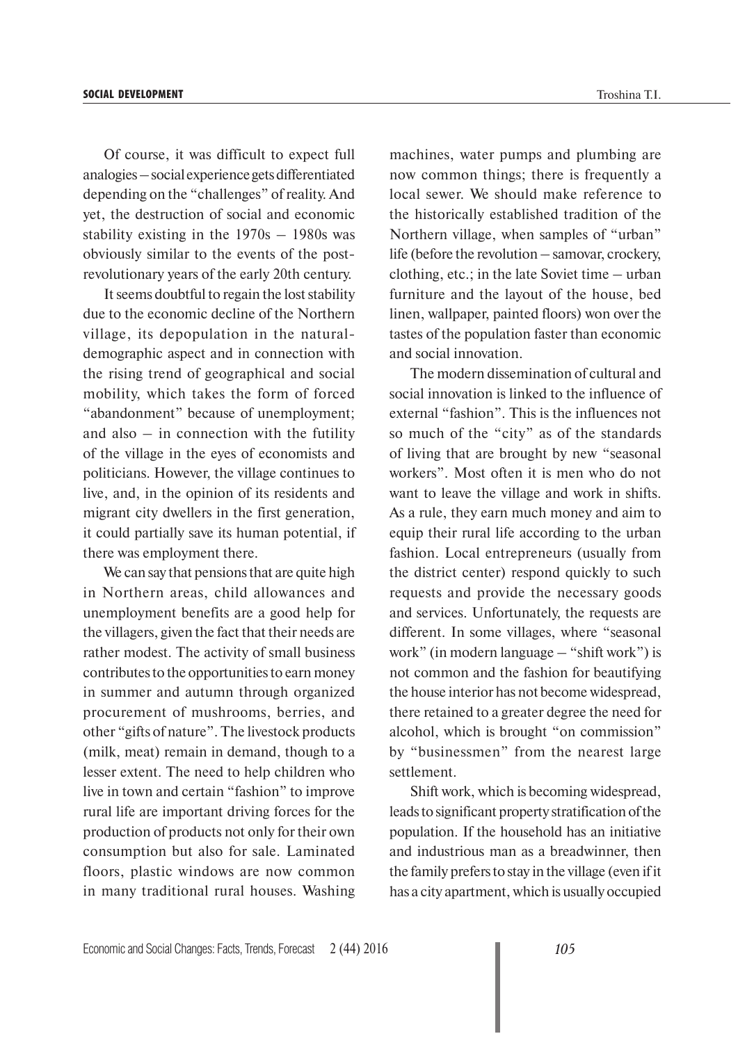Of course, it was difficult to expect full analogies – social experience gets differentiated depending on the "challenges" of reality. And yet, the destruction of social and economic stability existing in the 1970s – 1980s was obviously similar to the events of the post-revolutionary years of the early 20th century.

It seems doubtful to regain the lost stability due to the economic decline of the Northern village, its depopulation in the natural-demographic aspect and in connection with the rising trend of geographical and social mobility, which takes the form of forced "abandonment" because of unemployment; and also – in connection with the futility of the village in the eyes of economists and politicians. However, the village continues to live, and, in the opinion of its residents and migrant city dwellers in the first generation, it could partially save its human potential, if there was employment there.

We can say that pensions that are quite high in Northern areas, child allowances and unemployment benefits are a good help for the villagers, given the fact that their needs are rather modest. The activity of small business contributes to the opportunities to earn money in summer and autumn through organized procurement of mushrooms, berries, and other "gifts of nature". The livestock products (milk, meat) remain in demand, though to a lesser extent. The need to help children who live in town and certain "fashion" to improve rural life are important driving forces for the production of products not only for their own consumption but also for sale. Laminated floors, plastic windows are now common in many traditional rural houses. Washing machines, water pumps and plumbing are now common things; there is frequently a local sewer. We should make reference to the historically established tradition of the Northern village, when samples of "urban" life (before the revolution – samovar, crockery, clothing, etc.; in the late Soviet time – urban furniture and the layout of the house, bed linen, wallpaper, painted floors) won over the tastes of the population faster than economic and social innovation.

The modern dissemination of cultural and social innovation is linked to the influence of external "fashion". This is the influences not so much of the "city" as of the standards of living that are brought by new "seasonal workers". Most often it is men who do not want to leave the village and work in shifts. As a rule, they earn much money and aim to equip their rural life according to the urban fashion. Local entrepreneurs (usually from the district center) respond quickly to such requests and provide the necessary goods and services. Unfortunately, the requests are different. In some villages, where "seasonal work" (in modern language – "shift work") is not common and the fashion for beautifying the house interior has not become widespread, there retained to a greater degree the need for alcohol, which is brought "on commission" by "businessmen" from the nearest large settlement.

Shift work, which is becoming widespread, leads to significant property stratification of the population. If the household has an initiative and industrious man as a breadwinner, then the family prefers to stay in the village (even if it has a city apartment, which is usually occupied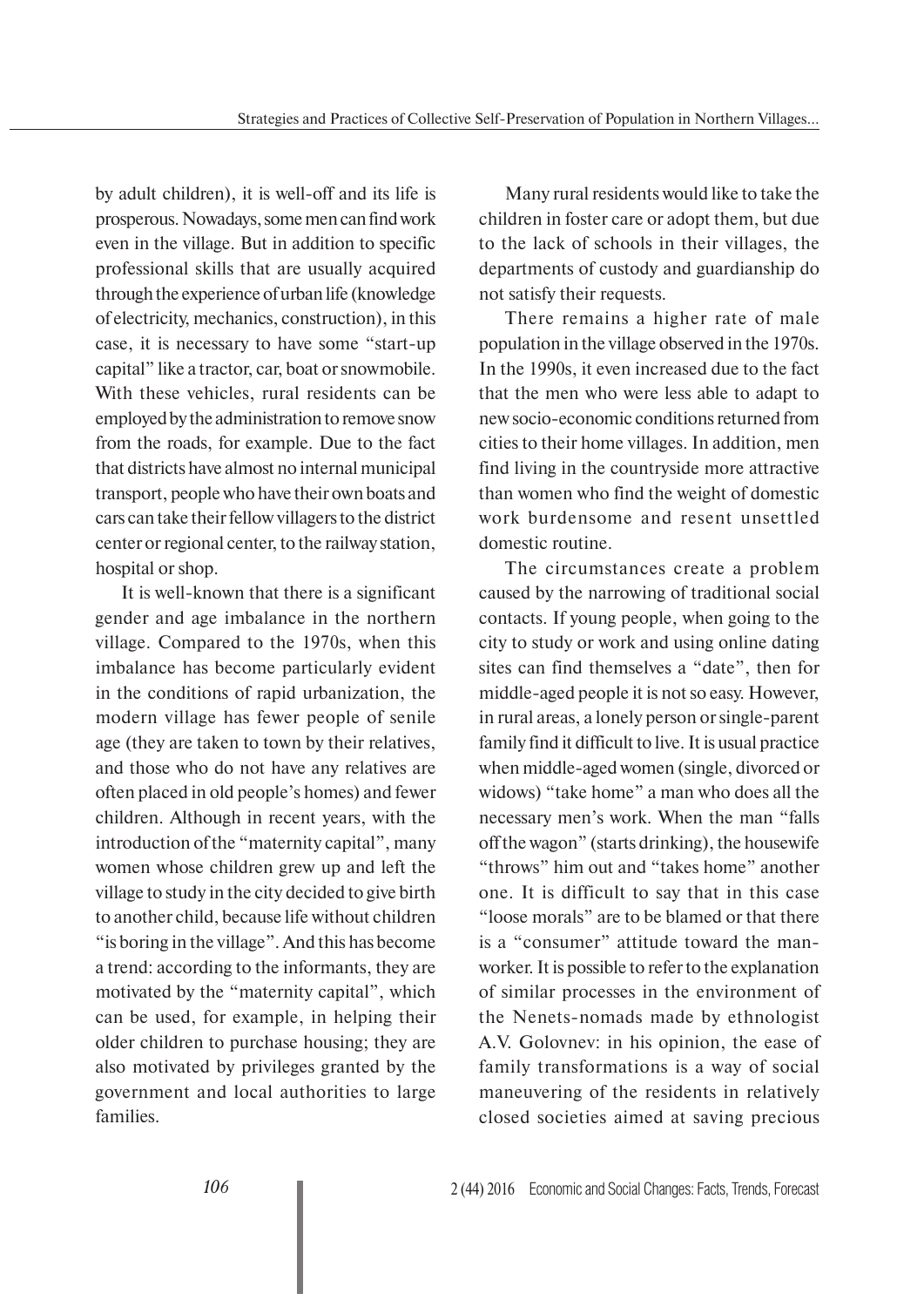by adult children), it is well-off and its life is prosperous. Nowadays, some men can find work even in the village. But in addition to specific professional skills that are usually acquired through the experience of urban life (knowledge of electricity, mechanics, construction), in this case, it is necessary to have some "start-up capital" like a tractor, car, boat or snowmobile. With these vehicles, rural residents can be employed by the administration to remove snow from the roads, for example. Due to the fact that districts have almost no internal municipal transport, people who have their own boats and cars can take their fellow villagers to the district center or regional center, to the railway station, hospital or shop.

It is well-known that there is a significant gender and age imbalance in the northern village. Compared to the 1970s, when this imbalance has become particularly evident in the conditions of rapid urbanization, the modern village has fewer people of senile age (they are taken to town by their relatives, and those who do not have any relatives are often placed in old people's homes) and fewer children. Although in recent years, with the introduction of the "maternity capital", many women whose children grew up and left the village to study in the city decided to give birth to another child, because life without children "is boring in the village". And this has become a trend: according to the informants, they are motivated by the "maternity capital", which can be used, for example, in helping their older children to purchase housing; they are also motivated by privileges granted by the government and local authorities to large families.

Many rural residents would like to take the children in foster care or adopt them, but due to the lack of schools in their villages, the departments of custody and guardianship do not satisfy their requests.

There remains a higher rate of male population in the village observed in the 1970s. In the 1990s, it even increased due to the fact that the men who were less able to adapt to new socio-economic conditions returned from cities to their home villages. In addition, men find living in the countryside more attractive than women who find the weight of domestic work burdensome and resent unsettled domestic routine.

The circumstances create a problem caused by the narrowing of traditional social contacts. If young people, when going to the city to study or work and using online dating sites can find themselves a "date", then for middle-aged people it is not so easy. However, in rural areas, a lonely person or single-parent family find it difficult to live. It is usual practice when middle-aged women (single, divorced or widows) "take home" a man who does all the necessary men's work. When the man "falls off the wagon" (starts drinking), the housewife "throws" him out and "takes home" another one. It is difficult to say that in this case "loose morals" are to be blamed or that there is a "consumer" attitude toward the man-worker. It is possible to refer to the explanation of similar processes in the environment of the Nenets-nomads made by ethnologist A.V. Golovnev: in his opinion, the ease of family transformations is a way of social maneuvering of the residents in relatively closed societies aimed at saving precious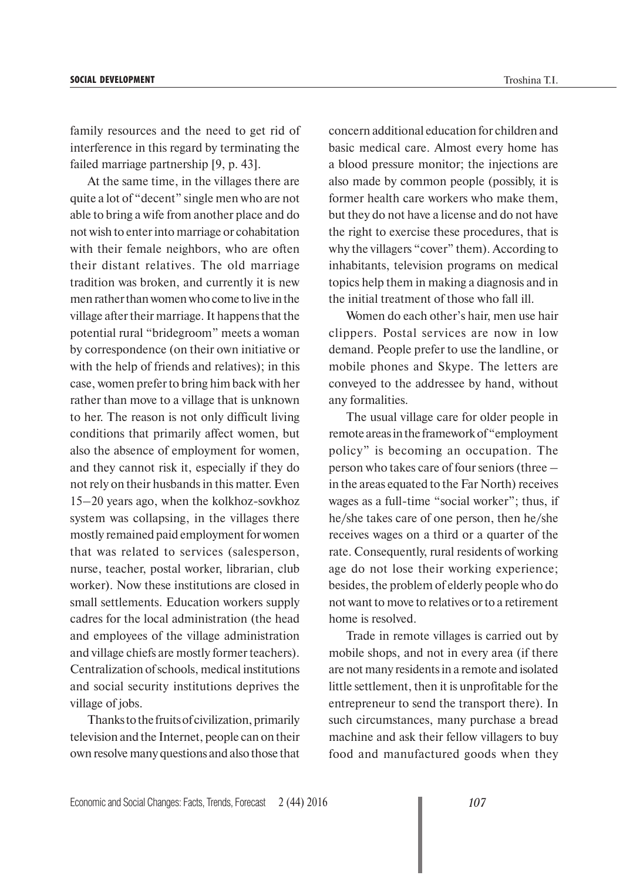family resources and the need to get rid of interference in this regard by terminating the failed marriage partnership [9, p. 43].

At the same time, in the villages there are quite a lot of "decent" single men who are not able to bring a wife from another place and do not wish to enter into marriage or cohabitation with their female neighbors, who are often their distant relatives. The old marriage tradition was broken, and currently it is new men rather than women who come to live in the village after their marriage. It happens that the potential rural "bridegroom" meets a woman by correspondence (on their own initiative or with the help of friends and relatives); in this case, women prefer to bring him back with her rather than move to a village that is unknown to her. The reason is not only difficult living conditions that primarily affect women, but also the absence of employment for women, and they cannot risk it, especially if they do not rely on their husbands in this matter. Even 15–20 years ago, when the kolkhoz-sovkhoz system was collapsing, in the villages there mostly remained paid employment for women that was related to services (salesperson, nurse, teacher, postal worker, librarian, club worker). Now these institutions are closed in small settlements. Education workers supply cadres for the local administration (the head and employees of the village administration and village chiefs are mostly former teachers). Centralization of schools, medical institutions and social security institutions deprives the village of jobs.

Thanks to the fruits of civilization, primarily television and the Internet, people can on their own resolve many questions and also those that concern additional education for children and basic medical care. Almost every home has a blood pressure monitor; the injections are also made by common people (possibly, it is former health care workers who make them, but they do not have a license and do not have the right to exercise these procedures, that is why the villagers "cover" them). According to inhabitants, television programs on medical topics help them in making a diagnosis and in the initial treatment of those who fall ill.

Women do each other's hair, men use hair clippers. Postal services are now in low demand. People prefer to use the landline, or mobile phones and Skype. The letters are conveyed to the addressee by hand, without any formalities.

The usual village care for older people in remote areas in the framework of "employment policy" is becoming an occupation. The person who takes care of four seniors (three – in the areas equated to the Far North) receives wages as a full-time "social worker"; thus, if he/she takes care of one person, then he/she receives wages on a third or a quarter of the rate. Consequently, rural residents of working age do not lose their working experience; besides, the problem of elderly people who do not want to move to relatives or to a retirement home is resolved.

Trade in remote villages is carried out by mobile shops, and not in every area (if there are not many residents in a remote and isolated little settlement, then it is unprofitable for the entrepreneur to send the transport there). In such circumstances, many purchase a bread machine and ask their fellow villagers to buy food and manufactured goods when they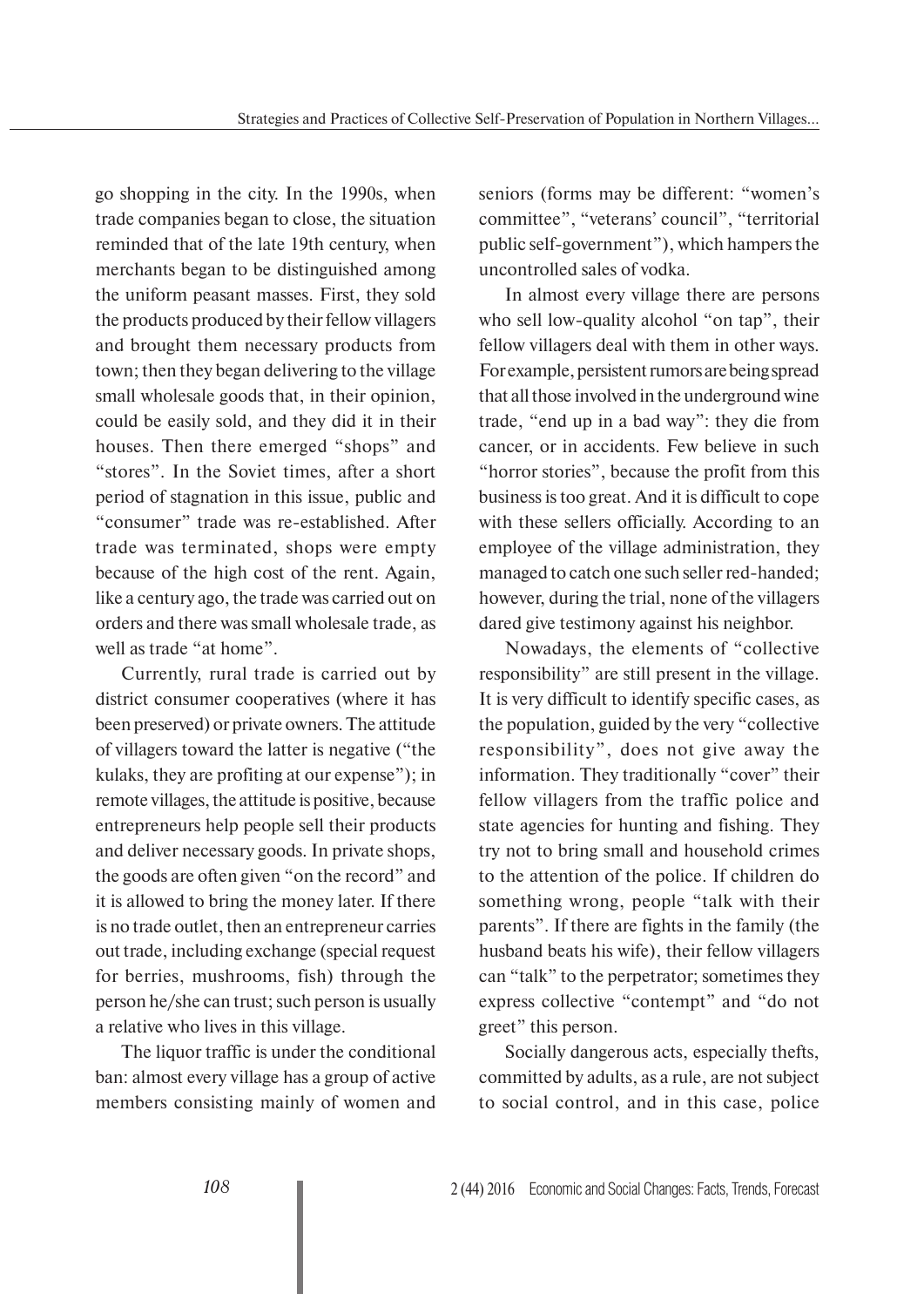go shopping in the city. In the 1990s, when trade companies began to close, the situation reminded that of the late 19th century, when merchants began to be distinguished among the uniform peasant masses. First, they sold the products produced by their fellow villagers and brought them necessary products from town; then they began delivering to the village small wholesale goods that, in their opinion, could be easily sold, and they did it in their houses. Then there emerged "shops" and "stores". In the Soviet times, after a short period of stagnation in this issue, public and "consumer" trade was re-established. After trade was terminated, shops were empty because of the high cost of the rent. Again, like a century ago, the trade was carried out on orders and there was small wholesale trade, as well as trade "at home".

Currently, rural trade is carried out by district consumer cooperatives (where it has been preserved) or private owners. The attitude of villagers toward the latter is negative ("the kulaks, they are profiting at our expense"); in remote villages, the attitude is positive, because entrepreneurs help people sell their products and deliver necessary goods. In private shops, the goods are often given "on the record" and it is allowed to bring the money later. If there is no trade outlet, then an entrepreneur carries out trade, including exchange (special request for berries, mushrooms, fish) through the person he/she can trust; such person is usually a relative who lives in this village.

The liquor traffic is under the conditional ban: almost every village has a group of active members consisting mainly of women and seniors (forms may be different: "women's committee", "veterans' council", "territorial public self-government"), which hampers the uncontrolled sales of vodka.

In almost every village there are persons who sell low-quality alcohol "on tap", their fellow villagers deal with them in other ways. For example, persistent rumors are being spread that all those involved in the underground wine trade, "end up in a bad way": they die from cancer, or in accidents. Few believe in such "horror stories", because the profit from this business is too great. And it is difficult to cope with these sellers officially. According to an employee of the village administration, they managed to catch one such seller red-handed; however, during the trial, none of the villagers dared give testimony against his neighbor.

Nowadays, the elements of "collective responsibility" are still present in the village. It is very difficult to identify specific cases, as the population, guided by the very "collective responsibility", does not give away the information. They traditionally "cover" their fellow villagers from the traffic police and state agencies for hunting and fishing. They try not to bring small and household crimes to the attention of the police. If children do something wrong, people "talk with their parents". If there are fights in the family (the husband beats his wife), their fellow villagers can "talk" to the perpetrator; sometimes they express collective "contempt" and "do not greet" this person.

Socially dangerous acts, especially thefts, committed by adults, as a rule, are not subject to social control, and in this case, police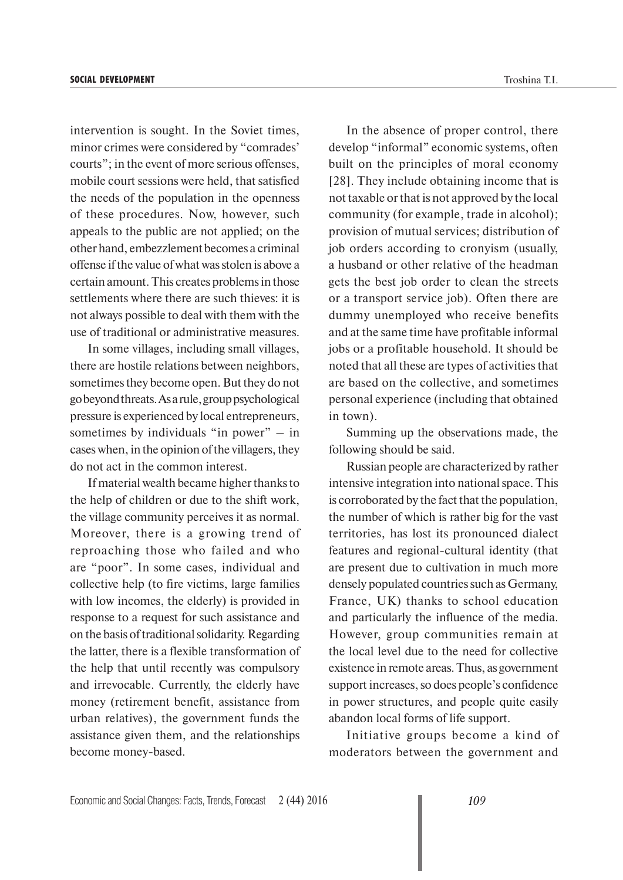intervention is sought. In the Soviet times, minor crimes were considered by "comrades' courts"; in the event of more serious offenses, mobile court sessions were held, that satisfied the needs of the population in the openness of these procedures. Now, however, such appeals to the public are not applied; on the other hand, embezzlement becomes a criminal offense if the value of what was stolen is above a certain amount. This creates problems in those settlements where there are such thieves: it is not always possible to deal with them with the use of traditional or administrative measures.

In some villages, including small villages, there are hostile relations between neighbors, sometimes they become open. But they do not go beyond threats. As a rule, group psychological pressure is experienced by local entrepreneurs, sometimes by individuals "in power" – in cases when, in the opinion of the villagers, they do not act in the common interest.

If material wealth became higher thanks to the help of children or due to the shift work, the village community perceives it as normal. Moreover, there is a growing trend of reproaching those who failed and who are "poor". In some cases, individual and collective help (to fire victims, large families with low incomes, the elderly) is provided in response to a request for such assistance and on the basis of traditional solidarity. Regarding the latter, there is a flexible transformation of the help that until recently was compulsory and irrevocable. Currently, the elderly have money (retirement benefit, assistance from urban relatives), the government funds the assistance given them, and the relationships become money-based.

In the absence of proper control, there develop "informal" economic systems, often built on the principles of moral economy [28]. They include obtaining income that is not taxable or that is not approved by the local community (for example, trade in alcohol); provision of mutual services; distribution of job orders according to cronyism (usually, a husband or other relative of the headman gets the best job order to clean the streets or a transport service job). Often there are dummy unemployed who receive benefits and at the same time have profitable informal jobs or a profitable household. It should be noted that all these are types of activities that are based on the collective, and sometimes personal experience (including that obtained in town).

Summing up the observations made, the following should be said.

Russian people are characterized by rather intensive integration into national space. This is corroborated by the fact that the population, the number of which is rather big for the vast territories, has lost its pronounced dialect features and regional-cultural identity (that are present due to cultivation in much more densely populated countries such as Germany, France, UK) thanks to school education and particularly the influence of the media. However, group communities remain at the local level due to the need for collective existence in remote areas. Thus, as government support increases, so does people's confidence in power structures, and people quite easily abandon local forms of life support.

Initiative groups become a kind of moderators between the government and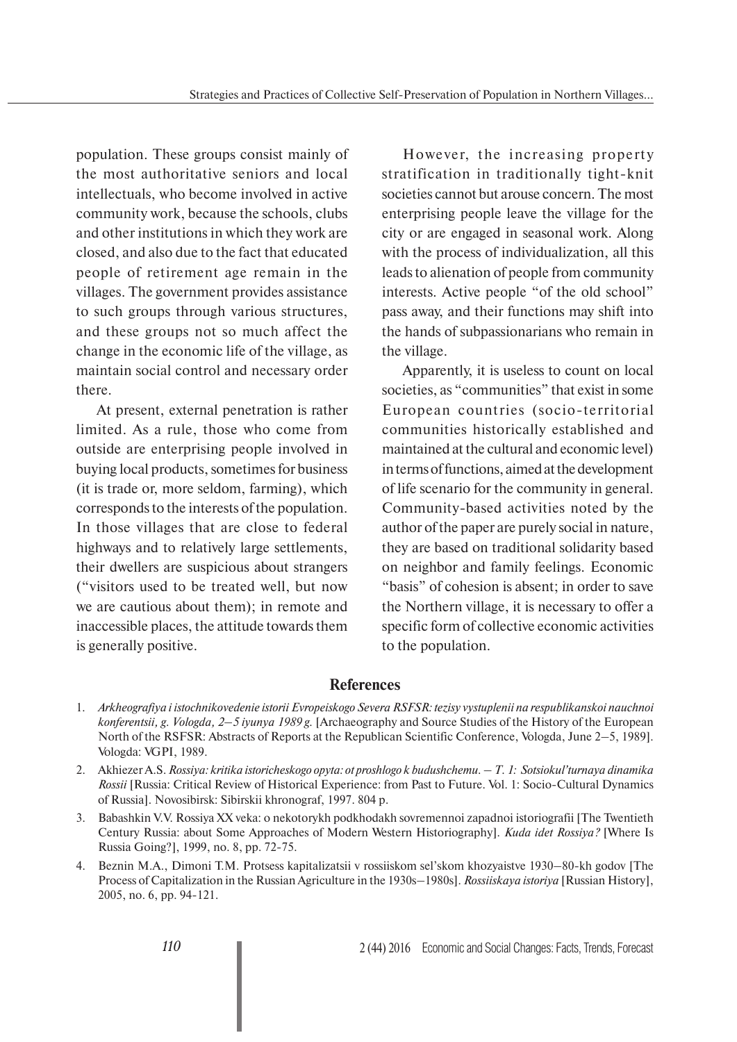population. These groups consist mainly of the most authoritative seniors and local intellectuals, who become involved in active community work, because the schools, clubs and other institutions in which they work are closed, and also due to the fact that educated people of retirement age remain in the villages. The government provides assistance to such groups through various structures, and these groups not so much affect the change in the economic life of the village, as maintain social control and necessary order there.

At present, external penetration is rather limited. As a rule, those who come from outside are enterprising people involved in buying local products, sometimes for business (it is trade or, more seldom, farming), which corresponds to the interests of the population. In those villages that are close to federal highways and to relatively large settlements, their dwellers are suspicious about strangers ("visitors used to be treated well, but now we are cautious about them); in remote and inaccessible places, the attitude towards them is generally positive.

However, the increasing property stratification in traditionally tight-knit societies cannot but arouse concern. The most enterprising people leave the village for the city or are engaged in seasonal work. Along with the process of individualization, all this leads to alienation of people from community interests. Active people "of the old school" pass away, and their functions may shift into the hands of subpassionarians who remain in the village.

Apparently, it is useless to count on local societies, as "communities" that exist in some European countries (socio-territorial communities historically established and maintained at the cultural and economic level) in terms of functions, aimed at the development of life scenario for the community in general. Community-based activities noted by the author of the paper are purely social in nature, they are based on traditional solidarity based on neighbor and family feelings. Economic "basis" of cohesion is absent; in order to save the Northern village, it is necessary to offer a specific form of collective economic activities to the population.

## References

1. *Arkheografiya i istochnikovedenie istorii Evropeiskogo Severa RSFSR: tezisy vystuplenii na respublikanskoi nauchnoi konferentsii, g. Vologda, 2–5 iyunya 1989 g.* [Archaeography and Source Studies of the History of the European North of the RSFSR: Abstracts of Reports at the Republican Scientific Conference, Vologda, June 2–5, 1989]. Vologda: VGPI, 1989.
2. Akhiezer A.S. *Rossiya: kritika istoricheskogo opyta: ot proshlogo k budushchemu. – T. 1: Sotsiokul'turnaya dinamika Rossii* [Russia: Critical Review of Historical Experience: from Past to Future. Vol. 1: Socio-Cultural Dynamics of Russia]. Novosibirsk: Sibirskii khronograf, 1997. 804 p.
3. Babashkin V.V. Rossiya XX veka: o nekotorykh podkhodakh sovremennoi zapadnoi istoriografii [The Twentieth Century Russia: about Some Approaches of Modern Western Historiography]. *Kuda idet Rossiya?* [Where Is Russia Going?], 1999, no. 8, pp. 72-75.
4. Beznin M.A., Dimoni T.M. Protsess kapitalizatsii v rossiiskom sel'skom khozyaistve 1930–80-kh godov [The Process of Capitalization in the Russian Agriculture in the 1930s–1980s]. *Rossiiskaya istoriya* [Russian History], 2005, no. 6, pp. 94-121.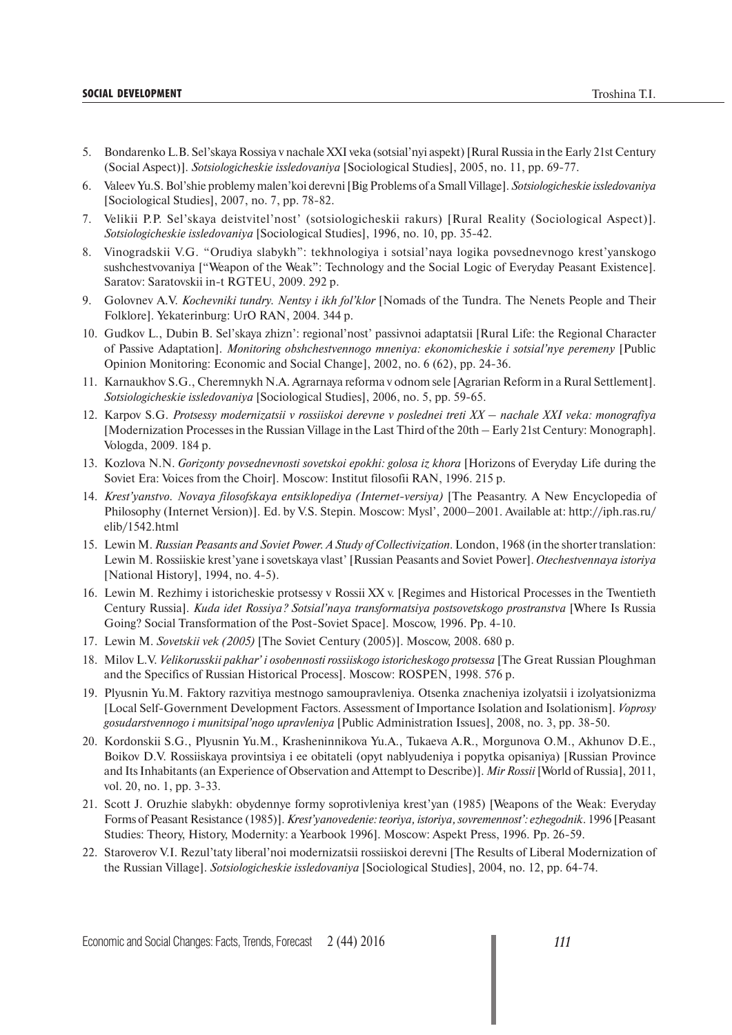5. Bondarenko L.B. Sel'skaya Rossiya v nachale XXI veka (sotsial'nyi aspekt) [Rural Russia in the Early 21st Century (Social Aspect)]. *Sotsiologicheskie issledovaniya* [Sociological Studies], 2005, no. 11, pp. 69-77.
6. Valeev Yu.S. Bol'shie problemy malen'koi derevni [Big Problems of a Small Village]. *Sotsiologicheskie issledovaniya* [Sociological Studies], 2007, no. 7, pp. 78-82.
7. Velikii P.P. Sel'skaya deistvitel'nost' (sotsiologicheskii rakurs) [Rural Reality (Sociological Aspect)]. *Sotsiologicheskie issledovaniya* [Sociological Studies], 1996, no. 10, pp. 35-42.
8. Vinogradskii V.G. "Orudiya slabykh": tekhnologiya i sotsial'naya logika povsednevnogo krest'yanskogo sushchestvovaniya ["Weapon of the Weak": Technology and the Social Logic of Everyday Peasant Existence]. Saratov: Saratovskii in-t RGTEU, 2009. 292 p.
9. Golovnev A.V. *Kochevniki tundry. Nentsy i ikh fol'klor* [Nomads of the Tundra. The Nenets People and Their Folklore]. Yekaterinburg: UrO RAN, 2004. 344 p.
10. Gudkov L., Dubin B. Sel'skaya zhizn': regional'nost' passivnoi adaptatsii [Rural Life: the Regional Character of Passive Adaptation]. *Monitoring obshchestvennogo mneniya: ekonomicheskie i sotsial'nye peremeny* [Public Opinion Monitoring: Economic and Social Change], 2002, no. 6 (62), pp. 24-36.
11. Karnaukhov S.G., Cheremnykh N.A. Agrarnaya reforma v odnom sele [Agrarian Reform in a Rural Settlement]. *Sotsiologicheskie issledovaniya* [Sociological Studies], 2006, no. 5, pp. 59-65.
12. Karpov S.G. *Protsessy modernizatsii v rossiiskoi derevne v poslednei treti XX – nachale XXI veka: monografiya* [Modernization Processes in the Russian Village in the Last Third of the 20th – Early 21st Century: Monograph]. Vologda, 2009. 184 p.
13. Kozlova N.N. *Gorizonty povsednevnosti sovetskoi epokhi: golosa iz khora* [Horizons of Everyday Life during the Soviet Era: Voices from the Choir]. Moscow: Institut filosofii RAN, 1996. 215 p.
14. *Krest'yanstvo. Novaya filosofskaya entsiklopediya (Internet-versiya)* [The Peasantry. A New Encyclopedia of Philosophy (Internet Version)]. Ed. by V.S. Stepin. Moscow: Mysl', 2000–2001. Available at: http://iph.ras.ru/elib/1542.html
15. Lewin M. *Russian Peasants and Soviet Power. A Study of Collectivization*. London, 1968 (in the shorter translation: Lewin M. Rossiiskie krest'yane i sovetskaya vlast' [Russian Peasants and Soviet Power]. *Otechestvennaya istoriya* [National History], 1994, no. 4-5).
16. Lewin M. Rezhimy i istoricheskie protsessy v Rossii XX v. [Regimes and Historical Processes in the Twentieth Century Russia]. *Kuda idet Rossiya? Sotsial'naya transformatsiya postsovetskogo prostranstva* [Where Is Russia Going? Social Transformation of the Post-Soviet Space]. Moscow, 1996. Pp. 4-10.
17. Lewin M. *Sovetskii vek (2005)* [The Soviet Century (2005)]. Moscow, 2008. 680 p.
18. Milov L.V. *Velikorusskii pakhar' i osobennosti rossiiskogo istoricheskogo protsessa* [The Great Russian Ploughman and the Specifics of Russian Historical Process]. Moscow: ROSPEN, 1998. 576 p.
19. Plyusnin Yu.M. Faktory razvitiya mestnogo samoupravleniya. Otsenka znacheniya izolyatsii i izolyatsionizma [Local Self-Government Development Factors. Assessment of Importance Isolation and Isolationism]. *Voprosy gosudarstvennogo i munitsipal'nogo upravleniya* [Public Administration Issues], 2008, no. 3, pp. 38-50.
20. Kordonskii S.G., Plyusnin Yu.M., Krasheninnikova Yu.A., Tukaeva A.R., Morgunova O.M., Akhunov D.E., Boikov D.V. Rossiiskaya provintsiya i ee obitateli (opyt nablyudeniya i popytka opisaniya) [Russian Province and Its Inhabitants (an Experience of Observation and Attempt to Describe)]. *Mir Rossii* [World of Russia], 2011, vol. 20, no. 1, pp. 3-33.
21. Scott J. Oruzhie slabykh: obydennye formy soprotivleniya krest'yan (1985) [Weapons of the Weak: Everyday Forms of Peasant Resistance (1985)]. *Krest'yanovedenie: teoriya, istoriya, sovremennost': ezhegodnik*. 1996 [Peasant Studies: Theory, History, Modernity: a Yearbook 1996]. Moscow: Aspekt Press, 1996. Pp. 26-59.
22. Staroverov V.I. Rezul'taty liberal'noi modernizatsii rossiiskoi derevni [The Results of Liberal Modernization of the Russian Village]. *Sotsiologicheskie issledovaniya* [Sociological Studies], 2004, no. 12, pp. 64-74.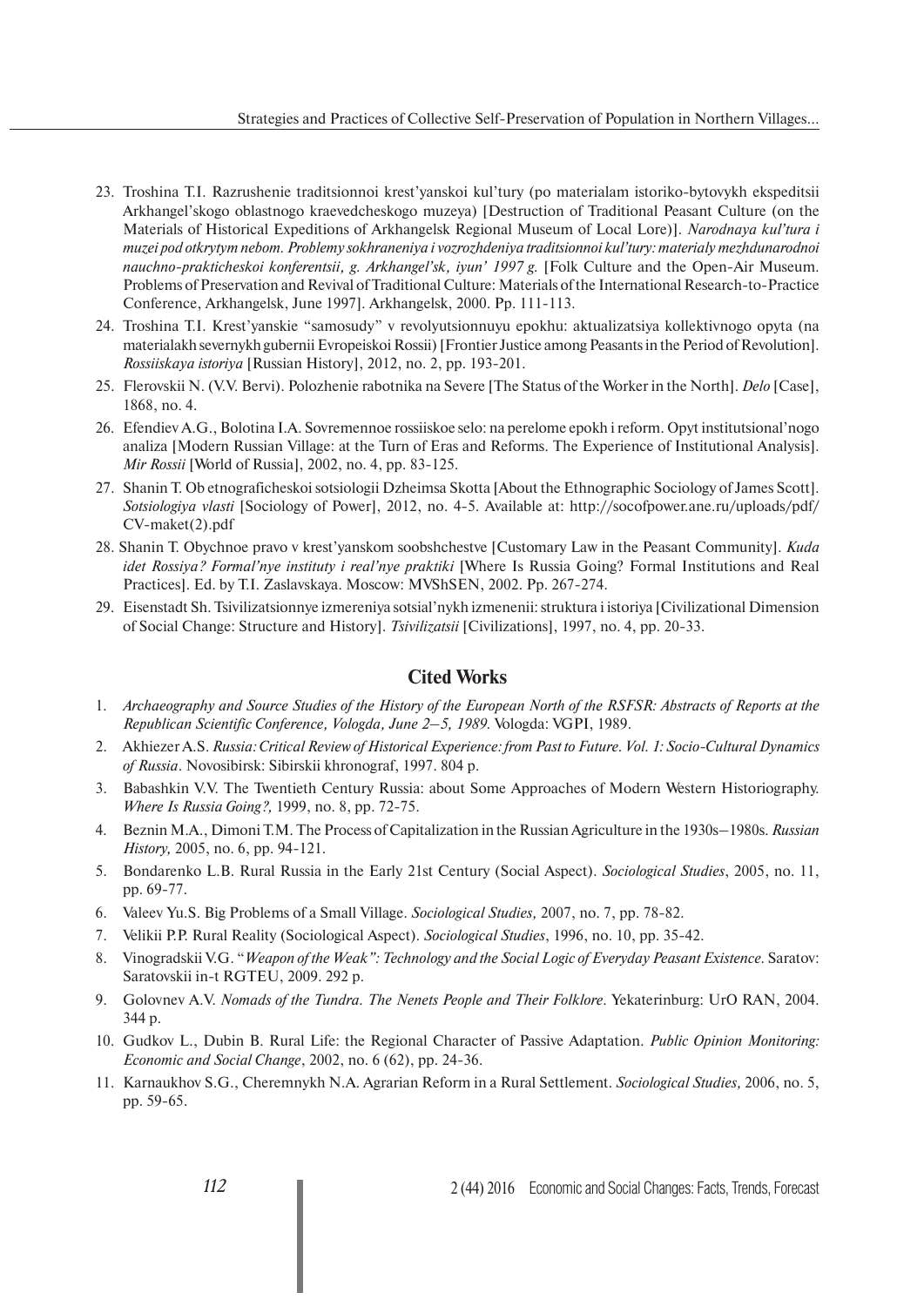23. Troshina T.I. Razrushenie traditsionnoi krest'yanskoi kul'tury (po materialam istoriko-bytovykh ekspeditsii Arkhangel'skogo oblastnogo kraevedcheskogo muzeya) [Destruction of Traditional Peasant Culture (on the Materials of Historical Expeditions of Arkhangelsk Regional Museum of Local Lore)]. *Narodnaya kul'tura i muzei pod otkrytym nebom. Problemy sokhraneniya i vozrozhdeniya traditsionnoi kul'tury: materialy mezhdunarodnoi nauchno-prakticheskoi konferentsii, g. Arkhangel'sk, iyun' 1997 g.* [Folk Culture and the Open-Air Museum. Problems of Preservation and Revival of Traditional Culture: Materials of the International Research-to-Practice Conference, Arkhangelsk, June 1997]. Arkhangelsk, 2000. Pp. 111-113.
24. Troshina T.I. Krest'yanskie "samosudy" v revolyutsionnuyu epokhu: aktualizatsiya kollektivnogo opyta (na materialakh severnykh gubernii Evropeiskoi Rossii) [Frontier Justice among Peasants in the Period of Revolution]. *Rossiiskaya istoriya* [Russian History], 2012, no. 2, pp. 193-201.
25. Flerovskii N. (V.V. Bervi). Polozhenie rabotnika na Severe [The Status of the Worker in the North]. *Delo* [Case], 1868, no. 4.
26. Efendiev A.G., Bolotina I.A. Sovremennoe rossiiskoe selo: na perelome epokh i reform. Opyt institutsional'nogo analiza [Modern Russian Village: at the Turn of Eras and Reforms. The Experience of Institutional Analysis]. *Mir Rossii* [World of Russia], 2002, no. 4, pp. 83-125.
27. Shanin T. Ob etnograficheskoi sotsiologii Dzheimsa Skotta [About the Ethnographic Sociology of James Scott]. *Sotsiologiya vlasti* [Sociology of Power], 2012, no. 4-5. Available at: http://socofpower.ane.ru/uploads/pdf/CV-maket(2).pdf
28. Shanin T. Obychnoe pravo v krest'yanskom soobshchestve [Customary Law in the Peasant Community]. *Kuda idet Rossiya? Formal'nye instituty i real'nye praktiki* [Where Is Russia Going? Formal Institutions and Real Practices]. Ed. by T.I. Zaslavskaya. Moscow: MVShSEN, 2002. Pp. 267-274.
29. Eisenstadt Sh. Tsivilizatsionnye izmereniya sotsial'nykh izmenenii: struktura i istoriya [Civilizational Dimension of Social Change: Structure and History]. *Tsivilizatsii* [Civilizations], 1997, no. 4, pp. 20-33.

## Cited Works

1. *Archaeography and Source Studies of the History of the European North of the RSFSR: Abstracts of Reports at the Republican Scientific Conference, Vologda, June 2–5, 1989.* Vologda: VGPI, 1989.
2. Akhiezer A.S. *Russia: Critical Review of Historical Experience: from Past to Future. Vol. 1: Socio-Cultural Dynamics of Russia*. Novosibirsk: Sibirskii khronograf, 1997. 804 p.
3. Babashkin V.V. The Twentieth Century Russia: about Some Approaches of Modern Western Historiography. *Where Is Russia Going?,* 1999, no. 8, pp. 72-75.
4. Beznin M.A., Dimoni T.M. The Process of Capitalization in the Russian Agriculture in the 1930s–1980s. *Russian History,* 2005, no. 6, pp. 94-121.
5. Bondarenko L.B. Rural Russia in the Early 21st Century (Social Aspect). *Sociological Studies*, 2005, no. 11, pp. 69-77.
6. Valeev Yu.S. Big Problems of a Small Village. *Sociological Studies,* 2007, no. 7, pp. 78-82.
7. Velikii P.P. Rural Reality (Sociological Aspect). *Sociological Studies*, 1996, no. 10, pp. 35-42.
8. Vinogradskii V.G. "*Weapon of the Weak": Technology and the Social Logic of Everyday Peasant Existence*. Saratov: Saratovskii in-t RGTEU, 2009. 292 p.
9. Golovnev A.V. *Nomads of the Tundra. The Nenets People and Their Folklore*. Yekaterinburg: UrO RAN, 2004. 344 p.
10. Gudkov L., Dubin B. Rural Life: the Regional Character of Passive Adaptation. *Public Opinion Monitoring: Economic and Social Change*, 2002, no. 6 (62), pp. 24-36.
11. Karnaukhov S.G., Cheremnykh N.A. Agrarian Reform in a Rural Settlement. *Sociological Studies,* 2006, no. 5, pp. 59-65.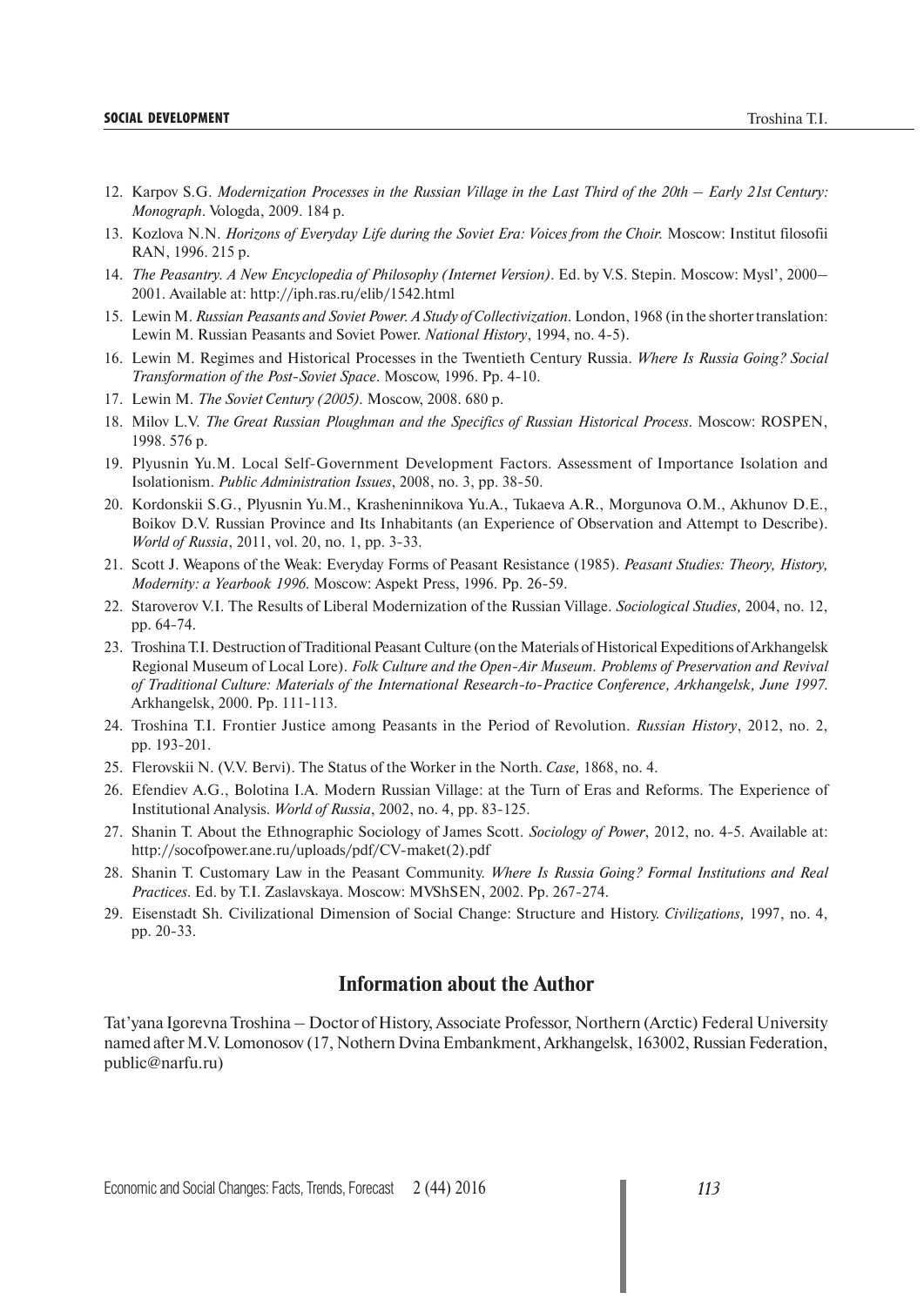12. Karpov S.G. *Modernization Processes in the Russian Village in the Last Third of the 20th – Early 21st Century: Monograph*. Vologda, 2009. 184 p.
13. Kozlova N.N. *Horizons of Everyday Life during the Soviet Era: Voices from the Choir.* Moscow: Institut filosofii RAN, 1996. 215 p.
14. *The Peasantry. A New Encyclopedia of Philosophy (Internet Version)*. Ed. by V.S. Stepin. Moscow: Mysl', 2000–2001. Available at: http://iph.ras.ru/elib/1542.html
15. Lewin M. *Russian Peasants and Soviet Power. A Study of Collectivization*. London, 1968 (in the shorter translation: Lewin M. Russian Peasants and Soviet Power. *National History*, 1994, no. 4-5).
16. Lewin M. Regimes and Historical Processes in the Twentieth Century Russia. *Where Is Russia Going? Social Transformation of the Post-Soviet Space*. Moscow, 1996. Pp. 4-10.
17. Lewin M. *The Soviet Century (2005).* Moscow, 2008. 680 p.
18. Milov L.V. *The Great Russian Ploughman and the Specifics of Russian Historical Process*. Moscow: ROSPEN, 1998. 576 p.
19. Plyusnin Yu.M. Local Self-Government Development Factors. Assessment of Importance Isolation and Isolationism. *Public Administration Issues*, 2008, no. 3, pp. 38-50.
20. Kordonskii S.G., Plyusnin Yu.M., Krasheninnikova Yu.A., Tukaeva A.R., Morgunova O.M., Akhunov D.E., Boikov D.V. Russian Province and Its Inhabitants (an Experience of Observation and Attempt to Describe). *World of Russia*, 2011, vol. 20, no. 1, pp. 3-33.
21. Scott J. Weapons of the Weak: Everyday Forms of Peasant Resistance (1985). *Peasant Studies: Theory, History, Modernity: a Yearbook 1996.* Moscow: Aspekt Press, 1996. Pp. 26-59.
22. Staroverov V.I. The Results of Liberal Modernization of the Russian Village. *Sociological Studies,* 2004, no. 12, pp. 64-74.
23. Troshina T.I. Destruction of Traditional Peasant Culture (on the Materials of Historical Expeditions of Arkhangelsk Regional Museum of Local Lore). *Folk Culture and the Open-Air Museum. Problems of Preservation and Revival of Traditional Culture: Materials of the International Research-to-Practice Conference, Arkhangelsk, June 1997.* Arkhangelsk, 2000. Pp. 111-113.
24. Troshina T.I. Frontier Justice among Peasants in the Period of Revolution. *Russian History*, 2012, no. 2, pp. 193-201.
25. Flerovskii N. (V.V. Bervi). The Status of the Worker in the North. *Case,* 1868, no. 4.
26. Efendiev A.G., Bolotina I.A. Modern Russian Village: at the Turn of Eras and Reforms. The Experience of Institutional Analysis. *World of Russia*, 2002, no. 4, pp. 83-125.
27. Shanin T. About the Ethnographic Sociology of James Scott. *Sociology of Power*, 2012, no. 4-5. Available at: http://socofpower.ane.ru/uploads/pdf/CV-maket(2).pdf
28. Shanin T. Customary Law in the Peasant Community. *Where Is Russia Going? Formal Institutions and Real Practices*. Ed. by T.I. Zaslavskaya. Moscow: MVShSEN, 2002. Pp. 267-274.
29. Eisenstadt Sh. Civilizational Dimension of Social Change: Structure and History. *Civilizations,* 1997, no. 4, pp. 20-33.

## Information about the Author

Tat'yana Igorevna Troshina – Doctor of History, Associate Professor, Northern (Arctic) Federal University named after M.V. Lomonosov (17, Nothern Dvina Embankment, Arkhangelsk, 163002, Russian Federation, public@narfu.ru)